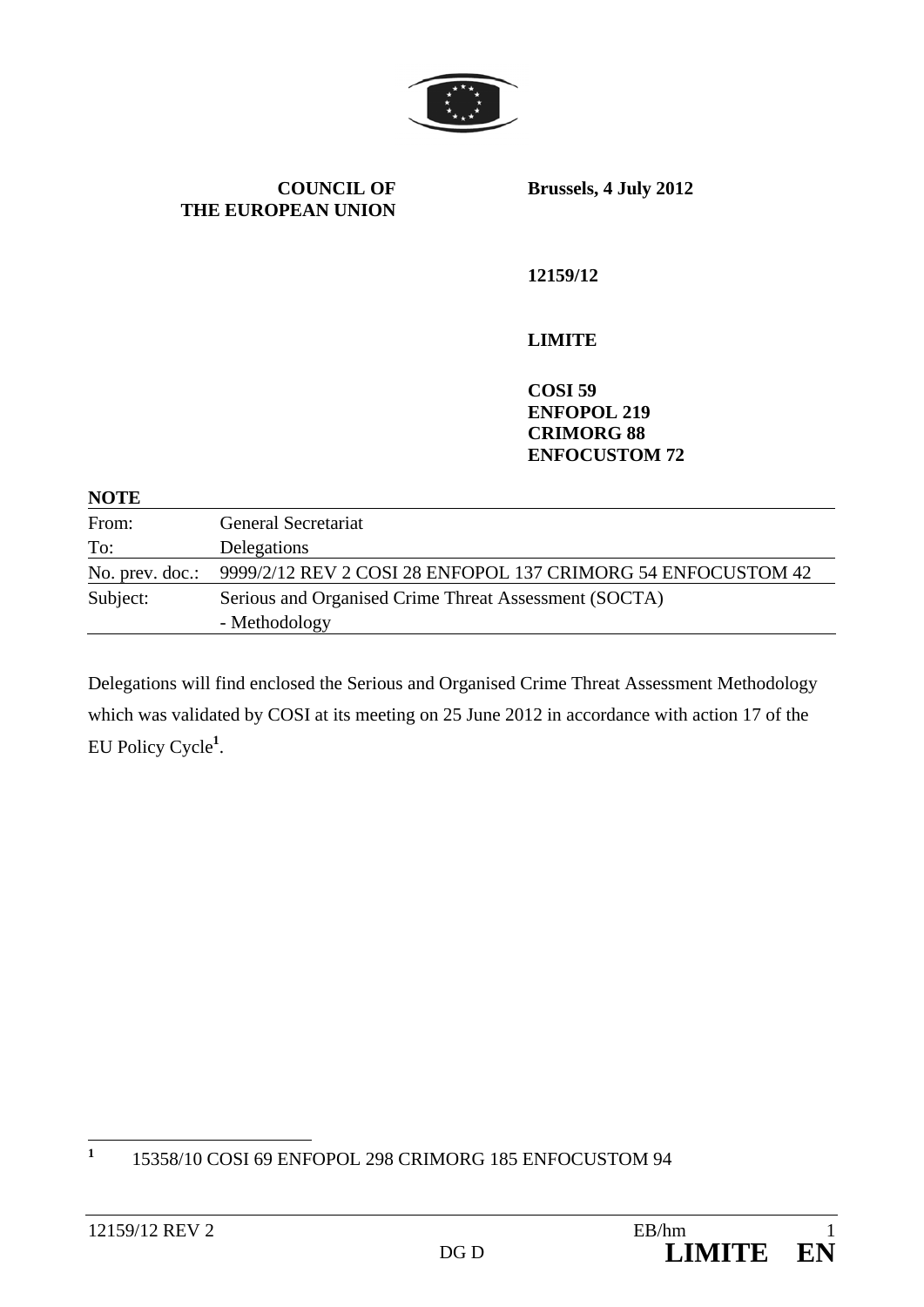**COUNCIL OF THE EUROPEAN UNION**

**Brussels, 4 July 2012**

**12159/12**

**LIMITE**

**COSI 59**
**ENFOPOL 219**
**CRIMORG 88**
**ENFOCUSTOM 72**

**NOTE**

| | |
|---|---|
| From: | General Secretariat |
| To: | Delegations |
| No. prev. doc.: | 9999/2/12 REV 2 COSI 28 ENFOPOL 137 CRIMORG 54 ENFOCUSTOM 42 |
| Subject: | Serious and Organised Crime Threat Assessment (SOCTA)<br>- Methodology |

Delegations will find enclosed the Serious and Organised Crime Threat Assessment Methodology which was validated by COSI at its meeting on 25 June 2012 in accordance with action 17 of the EU Policy Cycle[1].

[1] 15358/10 COSI 69 ENFOPOL 298 CRIMORG 185 ENFOCUSTOM 94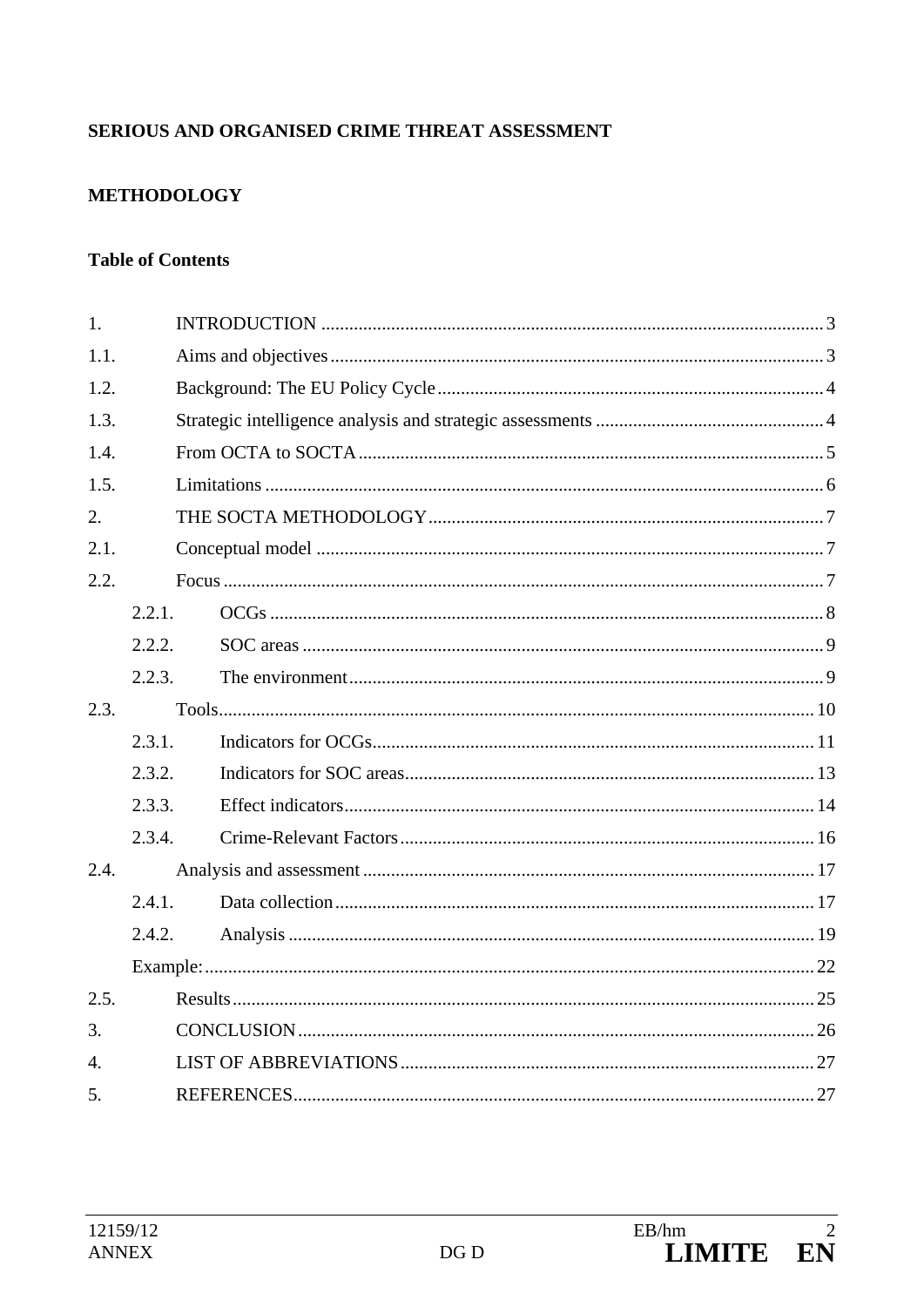**SERIOUS AND ORGANISED CRIME THREAT ASSESSMENT**

**METHODOLOGY**

**Table of Contents**

1. INTRODUCTION ........ 3
1.1. Aims and objectives ........ 3
1.2. Background: The EU Policy Cycle ........ 4
1.3. Strategic intelligence analysis and strategic assessments ........ 4
1.4. From OCTA to SOCTA ........ 5
1.5. Limitations ........ 6
2. THE SOCTA METHODOLOGY ........ 7
2.1. Conceptual model ........ 7
2.2. Focus ........ 7
    2.2.1. OCGs ........ 8
    2.2.2. SOC areas ........ 9
    2.2.3. The environment ........ 9
2.3. Tools ........ 10
    2.3.1. Indicators for OCGs ........ 11
    2.3.2. Indicators for SOC areas ........ 13
    2.3.3. Effect indicators ........ 14
    2.3.4. Crime-Relevant Factors ........ 16
2.4. Analysis and assessment ........ 17
    2.4.1. Data collection ........ 17
    2.4.2. Analysis ........ 19
    Example: ........ 22
2.5. Results ........ 25
3. CONCLUSION ........ 26
4. LIST OF ABBREVIATIONS ........ 27
5. REFERENCES ........ 27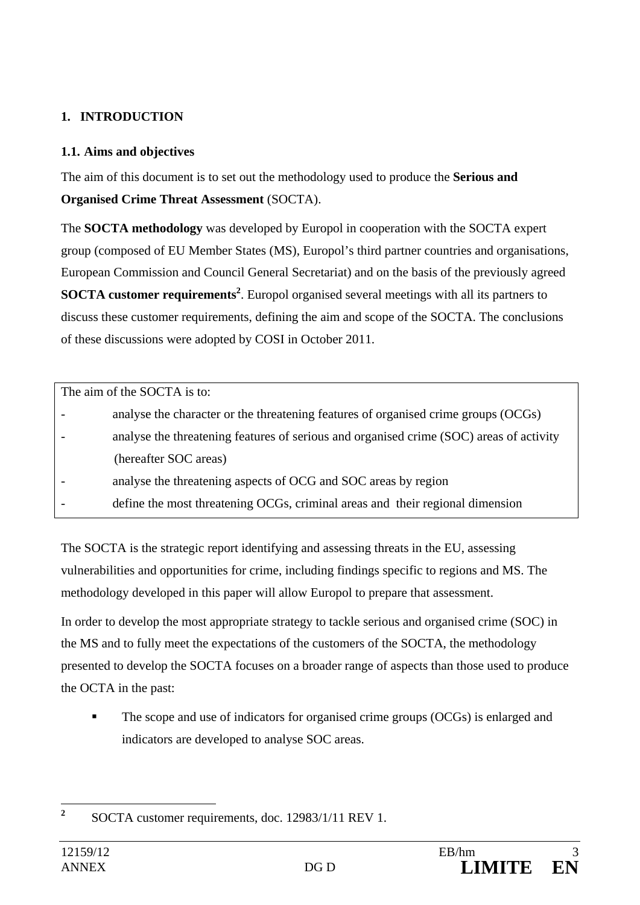## 1. INTRODUCTION

### 1.1. Aims and objectives

The aim of this document is to set out the methodology used to produce the **Serious and Organised Crime Threat Assessment** (SOCTA).

The **SOCTA methodology** was developed by Europol in cooperation with the SOCTA expert group (composed of EU Member States (MS), Europol's third partner countries and organisations, European Commission and Council General Secretariat) and on the basis of the previously agreed **SOCTA customer requirements**[2]. Europol organised several meetings with all its partners to discuss these customer requirements, defining the aim and scope of the SOCTA. The conclusions of these discussions were adopted by COSI in October 2011.

> The aim of the SOCTA is to:
> - analyse the character or the threatening features of organised crime groups (OCGs)
> - analyse the threatening features of serious and organised crime (SOC) areas of activity (hereafter SOC areas)
> - analyse the threatening aspects of OCG and SOC areas by region
> - define the most threatening OCGs, criminal areas and their regional dimension

The SOCTA is the strategic report identifying and assessing threats in the EU, assessing vulnerabilities and opportunities for crime, including findings specific to regions and MS. The methodology developed in this paper will allow Europol to prepare that assessment.

In order to develop the most appropriate strategy to tackle serious and organised crime (SOC) in the MS and to fully meet the expectations of the customers of the SOCTA, the methodology presented to develop the SOCTA focuses on a broader range of aspects than those used to produce the OCTA in the past:

- The scope and use of indicators for organised crime groups (OCGs) is enlarged and indicators are developed to analyse SOC areas.

---

[2] SOCTA customer requirements, doc. 12983/1/11 REV 1.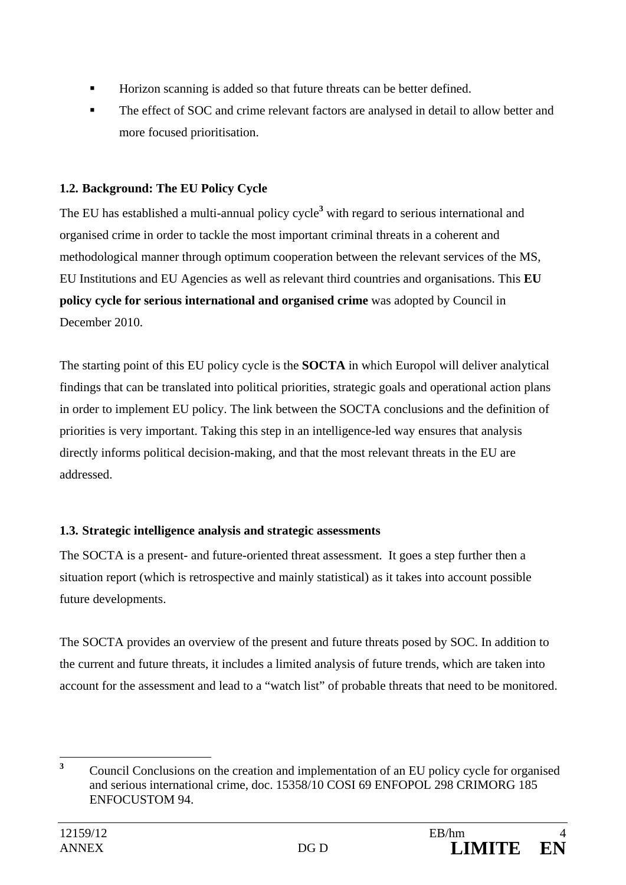- Horizon scanning is added so that future threats can be better defined.
- The effect of SOC and crime relevant factors are analysed in detail to allow better and more focused prioritisation.

### 1.2. Background: The EU Policy Cycle

The EU has established a multi-annual policy cycle[3] with regard to serious international and organised crime in order to tackle the most important criminal threats in a coherent and methodological manner through optimum cooperation between the relevant services of the MS, EU Institutions and EU Agencies as well as relevant third countries and organisations. This **EU policy cycle for serious international and organised crime** was adopted by Council in December 2010.

The starting point of this EU policy cycle is the **SOCTA** in which Europol will deliver analytical findings that can be translated into political priorities, strategic goals and operational action plans in order to implement EU policy. The link between the SOCTA conclusions and the definition of priorities is very important. Taking this step in an intelligence-led way ensures that analysis directly informs political decision-making, and that the most relevant threats in the EU are addressed.

### 1.3. Strategic intelligence analysis and strategic assessments

The SOCTA is a present- and future-oriented threat assessment. It goes a step further then a situation report (which is retrospective and mainly statistical) as it takes into account possible future developments.

The SOCTA provides an overview of the present and future threats posed by SOC. In addition to the current and future threats, it includes a limited analysis of future trends, which are taken into account for the assessment and lead to a "watch list" of probable threats that need to be monitored.

[3] Council Conclusions on the creation and implementation of an EU policy cycle for organised and serious international crime, doc. 15358/10 COSI 69 ENFOPOL 298 CRIMORG 185 ENFOCUSTOM 94.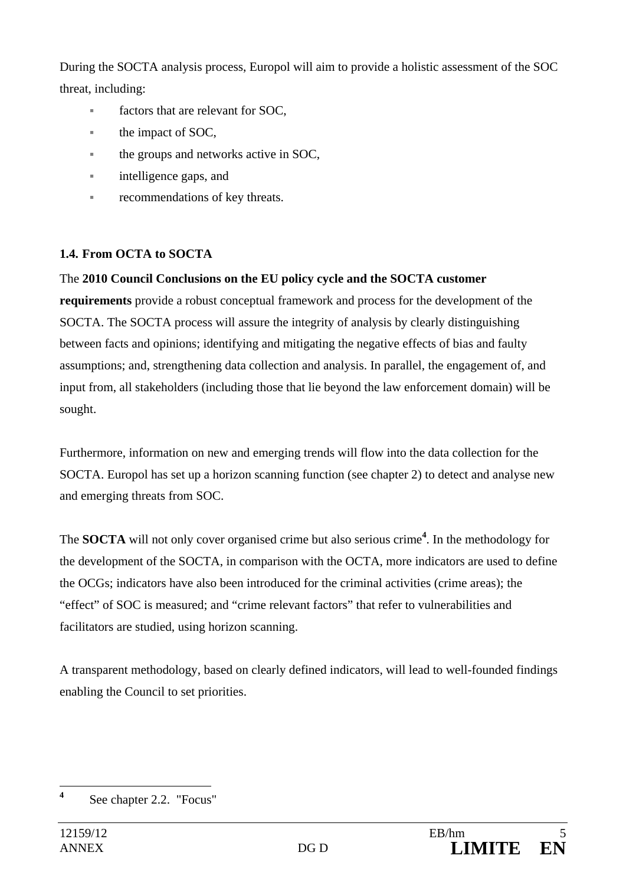During the SOCTA analysis process, Europol will aim to provide a holistic assessment of the SOC threat, including:

- factors that are relevant for SOC,
- the impact of SOC,
- the groups and networks active in SOC,
- intelligence gaps, and
- recommendations of key threats.

### 1.4. From OCTA to SOCTA

The **2010 Council Conclusions on the EU policy cycle and the SOCTA customer requirements** provide a robust conceptual framework and process for the development of the SOCTA. The SOCTA process will assure the integrity of analysis by clearly distinguishing between facts and opinions; identifying and mitigating the negative effects of bias and faulty assumptions; and, strengthening data collection and analysis. In parallel, the engagement of, and input from, all stakeholders (including those that lie beyond the law enforcement domain) will be sought.

Furthermore, information on new and emerging trends will flow into the data collection for the SOCTA. Europol has set up a horizon scanning function (see chapter 2) to detect and analyse new and emerging threats from SOC.

The **SOCTA** will not only cover organised crime but also serious crime[4]. In the methodology for the development of the SOCTA, in comparison with the OCTA, more indicators are used to define the OCGs; indicators have also been introduced for the criminal activities (crime areas); the "effect" of SOC is measured; and "crime relevant factors" that refer to vulnerabilities and facilitators are studied, using horizon scanning.

A transparent methodology, based on clearly defined indicators, will lead to well-founded findings enabling the Council to set priorities.

[4] See chapter 2.2. "Focus"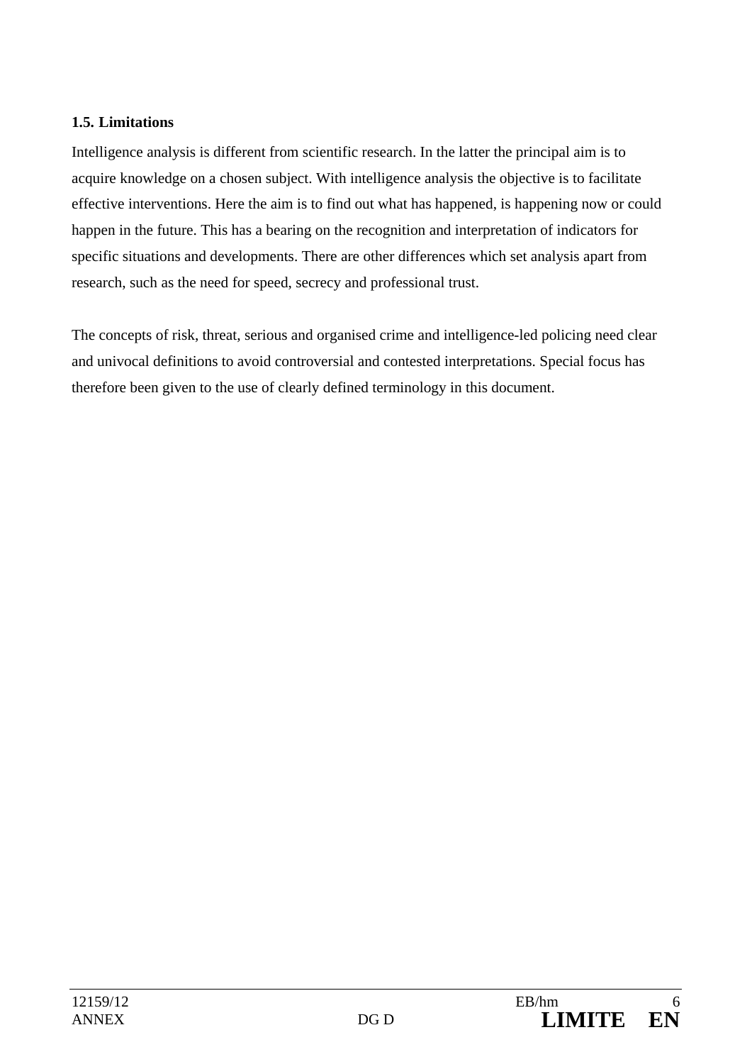### 1.5. Limitations

Intelligence analysis is different from scientific research. In the latter the principal aim is to acquire knowledge on a chosen subject. With intelligence analysis the objective is to facilitate effective interventions. Here the aim is to find out what has happened, is happening now or could happen in the future. This has a bearing on the recognition and interpretation of indicators for specific situations and developments. There are other differences which set analysis apart from research, such as the need for speed, secrecy and professional trust.

The concepts of risk, threat, serious and organised crime and intelligence-led policing need clear and univocal definitions to avoid controversial and contested interpretations. Special focus has therefore been given to the use of clearly defined terminology in this document.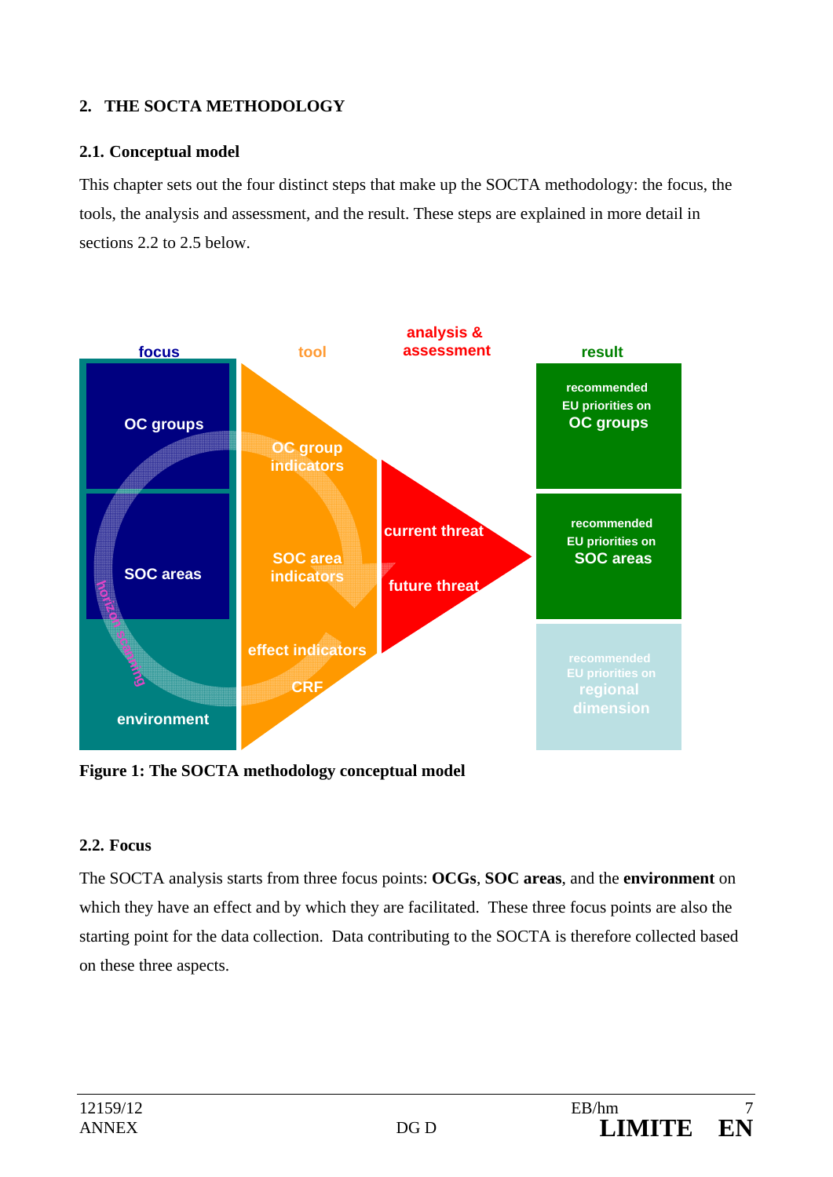## 2. THE SOCTA METHODOLOGY

### 2.1. Conceptual model

This chapter sets out the four distinct steps that make up the SOCTA methodology: the focus, the tools, the analysis and assessment, and the result. These steps are explained in more detail in sections 2.2 to 2.5 below.

| focus | tool | analysis & assessment | result |
|---|---|---|---|
| OC groups | OC group indicators | current threat | recommended EU priorities on OC groups |
| SOC areas | SOC area indicators | future threat | recommended EU priorities on SOC areas |
| environment | effect indicators<br>CRF | | recommended EU priorities on regional dimension |

horizon scanning

**Figure 1: The SOCTA methodology conceptual model**

### 2.2. Focus

The SOCTA analysis starts from three focus points: **OCGs**, **SOC areas**, and the **environment** on which they have an effect and by which they are facilitated. These three focus points are also the starting point for the data collection. Data contributing to the SOCTA is therefore collected based on these three aspects.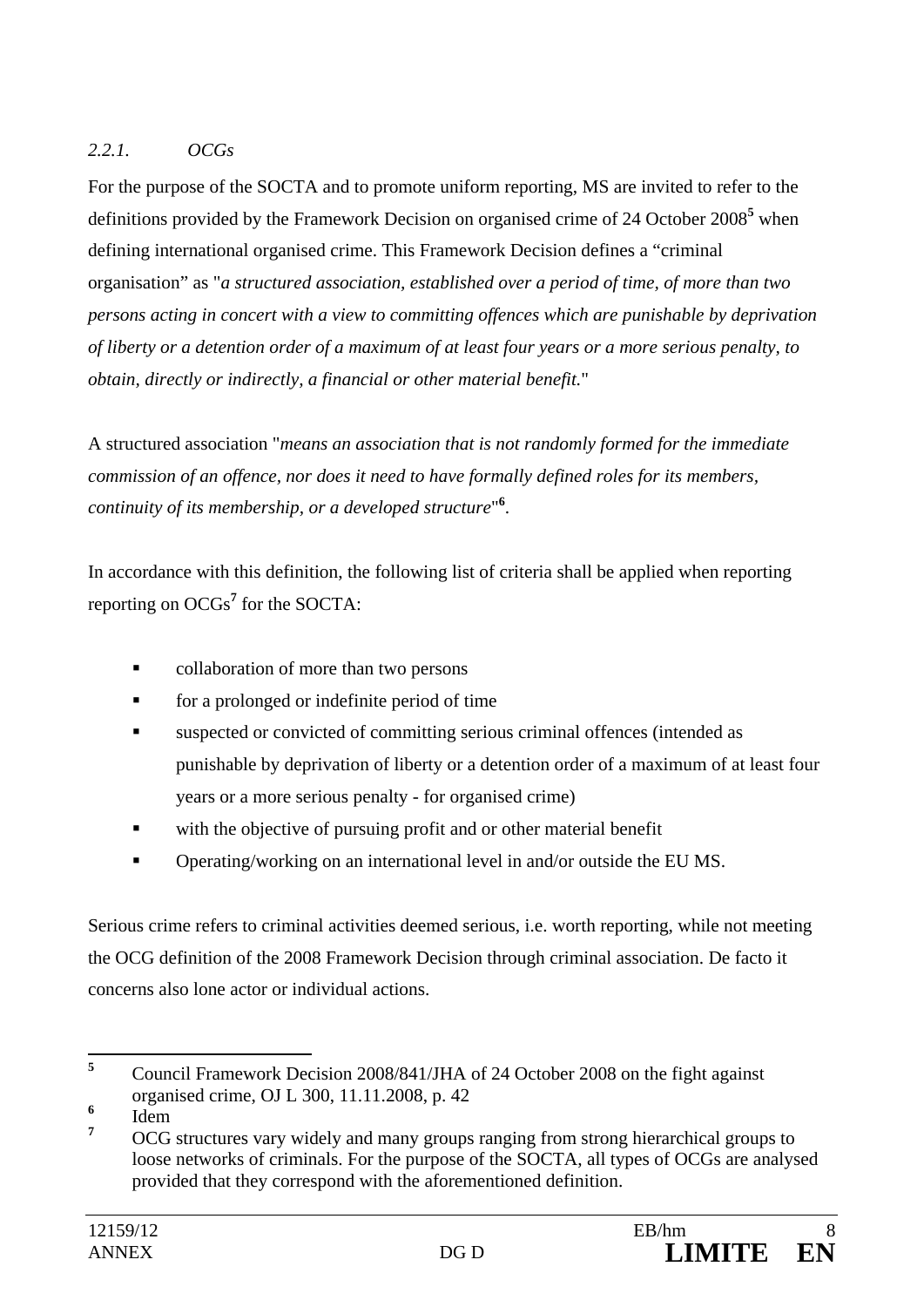*2.2.1. OCGs*

For the purpose of the SOCTA and to promote uniform reporting, MS are invited to refer to the definitions provided by the Framework Decision on organised crime of 24 October 2008[5] when defining international organised crime. This Framework Decision defines a "criminal organisation" as "*a structured association, established over a period of time, of more than two persons acting in concert with a view to committing offences which are punishable by deprivation of liberty or a detention order of a maximum of at least four years or a more serious penalty, to obtain, directly or indirectly, a financial or other material benefit.*"

A structured association "*means an association that is not randomly formed for the immediate commission of an offence, nor does it need to have formally defined roles for its members, continuity of its membership, or a developed structure*"[6].

In accordance with this definition, the following list of criteria shall be applied when reporting reporting on OCGs[7] for the SOCTA:

- collaboration of more than two persons
- for a prolonged or indefinite period of time
- suspected or convicted of committing serious criminal offences (intended as punishable by deprivation of liberty or a detention order of a maximum of at least four years or a more serious penalty - for organised crime)
- with the objective of pursuing profit and or other material benefit
- Operating/working on an international level in and/or outside the EU MS.

Serious crime refers to criminal activities deemed serious, i.e. worth reporting, while not meeting the OCG definition of the 2008 Framework Decision through criminal association. De facto it concerns also lone actor or individual actions.

---

[5] Council Framework Decision 2008/841/JHA of 24 October 2008 on the fight against organised crime, OJ L 300, 11.11.2008, p. 42

[6] Idem

[7] OCG structures vary widely and many groups ranging from strong hierarchical groups to loose networks of criminals. For the purpose of the SOCTA, all types of OCGs are analysed provided that they correspond with the aforementioned definition.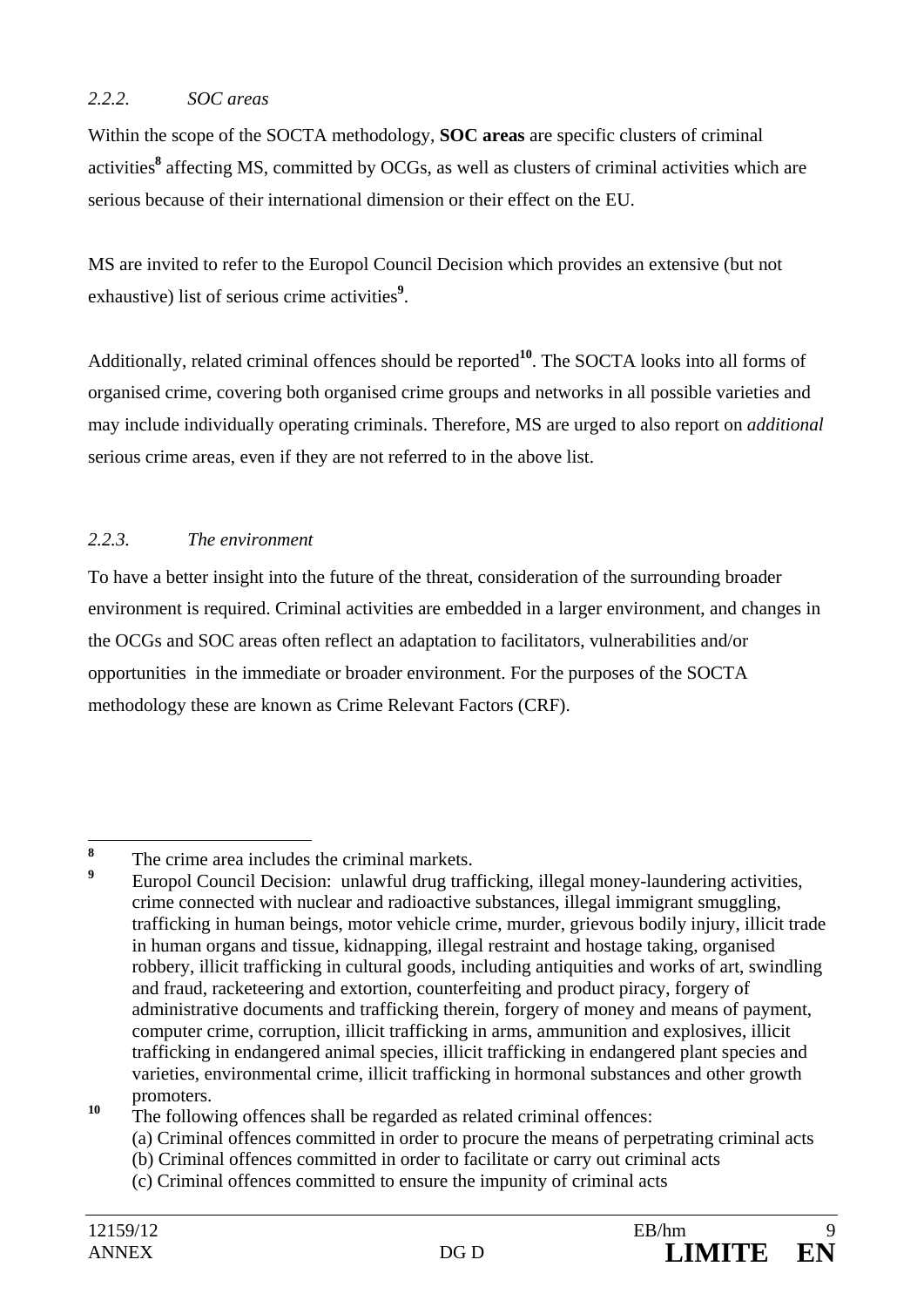### *2.2.2. SOC areas*

Within the scope of the SOCTA methodology, **SOC areas** are specific clusters of criminal activities[8] affecting MS, committed by OCGs, as well as clusters of criminal activities which are serious because of their international dimension or their effect on the EU.

MS are invited to refer to the Europol Council Decision which provides an extensive (but not exhaustive) list of serious crime activities[9].

Additionally, related criminal offences should be reported[10]. The SOCTA looks into all forms of organised crime, covering both organised crime groups and networks in all possible varieties and may include individually operating criminals. Therefore, MS are urged to also report on *additional* serious crime areas, even if they are not referred to in the above list.

### *2.2.3. The environment*

To have a better insight into the future of the threat, consideration of the surrounding broader environment is required. Criminal activities are embedded in a larger environment, and changes in the OCGs and SOC areas often reflect an adaptation to facilitators, vulnerabilities and/or opportunities in the immediate or broader environment. For the purposes of the SOCTA methodology these are known as Crime Relevant Factors (CRF).

---

[8] The crime area includes the criminal markets.

[9] Europol Council Decision: unlawful drug trafficking, illegal money-laundering activities, crime connected with nuclear and radioactive substances, illegal immigrant smuggling, trafficking in human beings, motor vehicle crime, murder, grievous bodily injury, illicit trade in human organs and tissue, kidnapping, illegal restraint and hostage taking, organised robbery, illicit trafficking in cultural goods, including antiquities and works of art, swindling and fraud, racketeering and extortion, counterfeiting and product piracy, forgery of administrative documents and trafficking therein, forgery of money and means of payment, computer crime, corruption, illicit trafficking in arms, ammunition and explosives, illicit trafficking in endangered animal species, illicit trafficking in endangered plant species and varieties, environmental crime, illicit trafficking in hormonal substances and other growth promoters.

[10] The following offences shall be regarded as related criminal offences:
(a) Criminal offences committed in order to procure the means of perpetrating criminal acts
(b) Criminal offences committed in order to facilitate or carry out criminal acts
(c) Criminal offences committed to ensure the impunity of criminal acts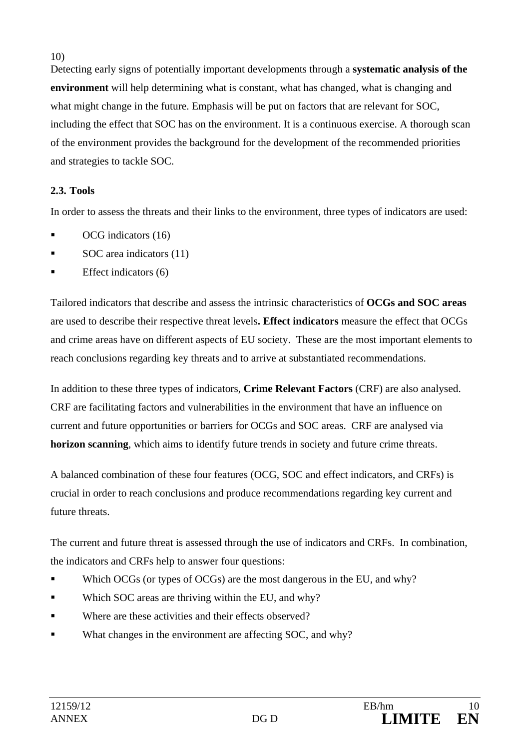10)
Detecting early signs of potentially important developments through a **systematic analysis of the environment** will help determining what is constant, what has changed, what is changing and what might change in the future. Emphasis will be put on factors that are relevant for SOC, including the effect that SOC has on the environment. It is a continuous exercise. A thorough scan of the environment provides the background for the development of the recommended priorities and strategies to tackle SOC.

### 2.3. Tools

In order to assess the threats and their links to the environment, three types of indicators are used:

- OCG indicators (16)
- SOC area indicators (11)
- Effect indicators (6)

Tailored indicators that describe and assess the intrinsic characteristics of **OCGs and SOC areas** are used to describe their respective threat levels**. Effect indicators** measure the effect that OCGs and crime areas have on different aspects of EU society. These are the most important elements to reach conclusions regarding key threats and to arrive at substantiated recommendations.

In addition to these three types of indicators, **Crime Relevant Factors** (CRF) are also analysed. CRF are facilitating factors and vulnerabilities in the environment that have an influence on current and future opportunities or barriers for OCGs and SOC areas. CRF are analysed via **horizon scanning**, which aims to identify future trends in society and future crime threats.

A balanced combination of these four features (OCG, SOC and effect indicators, and CRFs) is crucial in order to reach conclusions and produce recommendations regarding key current and future threats.

The current and future threat is assessed through the use of indicators and CRFs. In combination, the indicators and CRFs help to answer four questions:

- Which OCGs (or types of OCGs) are the most dangerous in the EU, and why?
- Which SOC areas are thriving within the EU, and why?
- Where are these activities and their effects observed?
- What changes in the environment are affecting SOC, and why?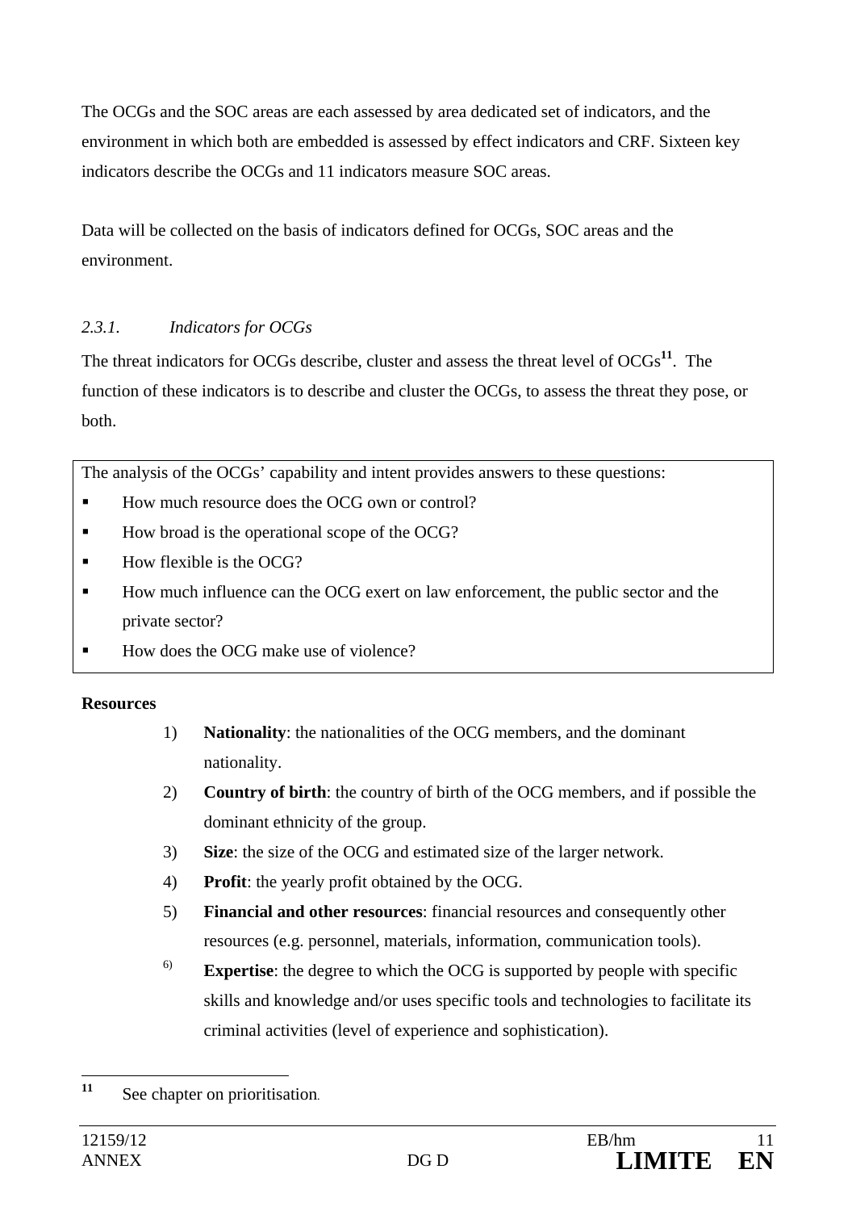The OCGs and the SOC areas are each assessed by area dedicated set of indicators, and the environment in which both are embedded is assessed by effect indicators and CRF. Sixteen key indicators describe the OCGs and 11 indicators measure SOC areas.

Data will be collected on the basis of indicators defined for OCGs, SOC areas and the environment.

### *2.3.1. Indicators for OCGs*

The threat indicators for OCGs describe, cluster and assess the threat level of OCGs[11]. The function of these indicators is to describe and cluster the OCGs, to assess the threat they pose, or both.

> The analysis of the OCGs' capability and intent provides answers to these questions:
>
> - How much resource does the OCG own or control?
> - How broad is the operational scope of the OCG?
> - How flexible is the OCG?
> - How much influence can the OCG exert on law enforcement, the public sector and the private sector?
> - How does the OCG make use of violence?

**Resources**

1) **Nationality**: the nationalities of the OCG members, and the dominant nationality.
2) **Country of birth**: the country of birth of the OCG members, and if possible the dominant ethnicity of the group.
3) **Size**: the size of the OCG and estimated size of the larger network.
4) **Profit**: the yearly profit obtained by the OCG.
5) **Financial and other resources**: financial resources and consequently other resources (e.g. personnel, materials, information, communication tools).
6) **Expertise**: the degree to which the OCG is supported by people with specific skills and knowledge and/or uses specific tools and technologies to facilitate its criminal activities (level of experience and sophistication).

[11] See chapter on prioritisation.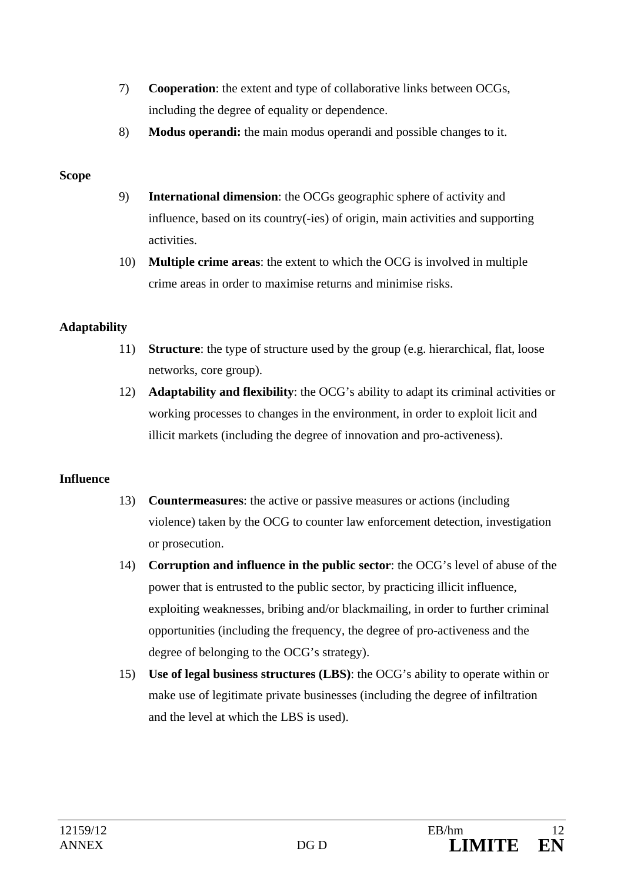7) **Cooperation**: the extent and type of collaborative links between OCGs, including the degree of equality or dependence.

8) **Modus operandi:** the main modus operandi and possible changes to it.

**Scope**

9) **International dimension**: the OCGs geographic sphere of activity and influence, based on its country(-ies) of origin, main activities and supporting activities.

10) **Multiple crime areas**: the extent to which the OCG is involved in multiple crime areas in order to maximise returns and minimise risks.

**Adaptability**

11) **Structure**: the type of structure used by the group (e.g. hierarchical, flat, loose networks, core group).

12) **Adaptability and flexibility**: the OCG's ability to adapt its criminal activities or working processes to changes in the environment, in order to exploit licit and illicit markets (including the degree of innovation and pro-activeness).

**Influence**

13) **Countermeasures**: the active or passive measures or actions (including violence) taken by the OCG to counter law enforcement detection, investigation or prosecution.

14) **Corruption and influence in the public sector**: the OCG's level of abuse of the power that is entrusted to the public sector, by practicing illicit influence, exploiting weaknesses, bribing and/or blackmailing, in order to further criminal opportunities (including the frequency, the degree of pro-activeness and the degree of belonging to the OCG's strategy).

15) **Use of legal business structures (LBS)**: the OCG's ability to operate within or make use of legitimate private businesses (including the degree of infiltration and the level at which the LBS is used).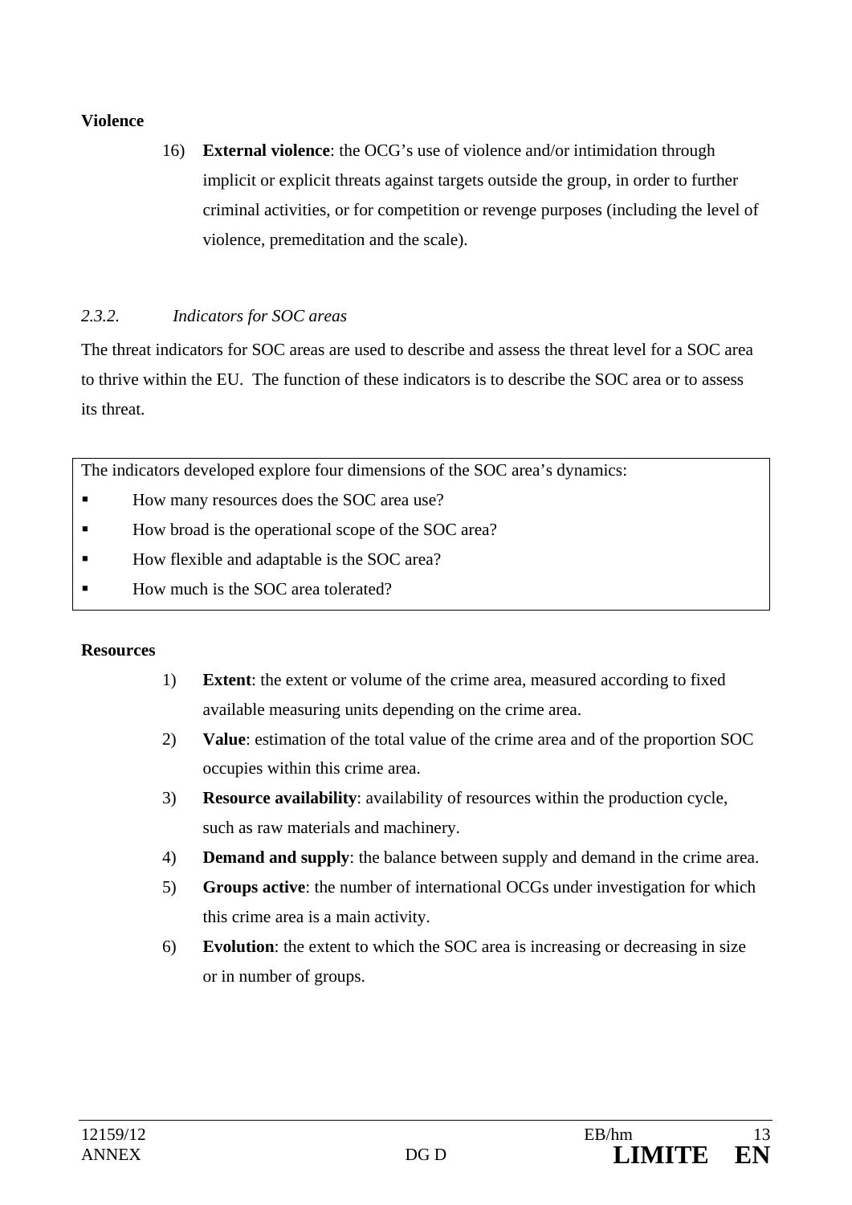**Violence**

16) **External violence**: the OCG's use of violence and/or intimidation through implicit or explicit threats against targets outside the group, in order to further criminal activities, or for competition or revenge purposes (including the level of violence, premeditation and the scale).

### *2.3.2. Indicators for SOC areas*

The threat indicators for SOC areas are used to describe and assess the threat level for a SOC area to thrive within the EU. The function of these indicators is to describe the SOC area or to assess its threat.

The indicators developed explore four dimensions of the SOC area's dynamics:

- How many resources does the SOC area use?
- How broad is the operational scope of the SOC area?
- How flexible and adaptable is the SOC area?
- How much is the SOC area tolerated?

**Resources**

1) **Extent**: the extent or volume of the crime area, measured according to fixed available measuring units depending on the crime area.
2) **Value**: estimation of the total value of the crime area and of the proportion SOC occupies within this crime area.
3) **Resource availability**: availability of resources within the production cycle, such as raw materials and machinery.
4) **Demand and supply**: the balance between supply and demand in the crime area.
5) **Groups active**: the number of international OCGs under investigation for which this crime area is a main activity.
6) **Evolution**: the extent to which the SOC area is increasing or decreasing in size or in number of groups.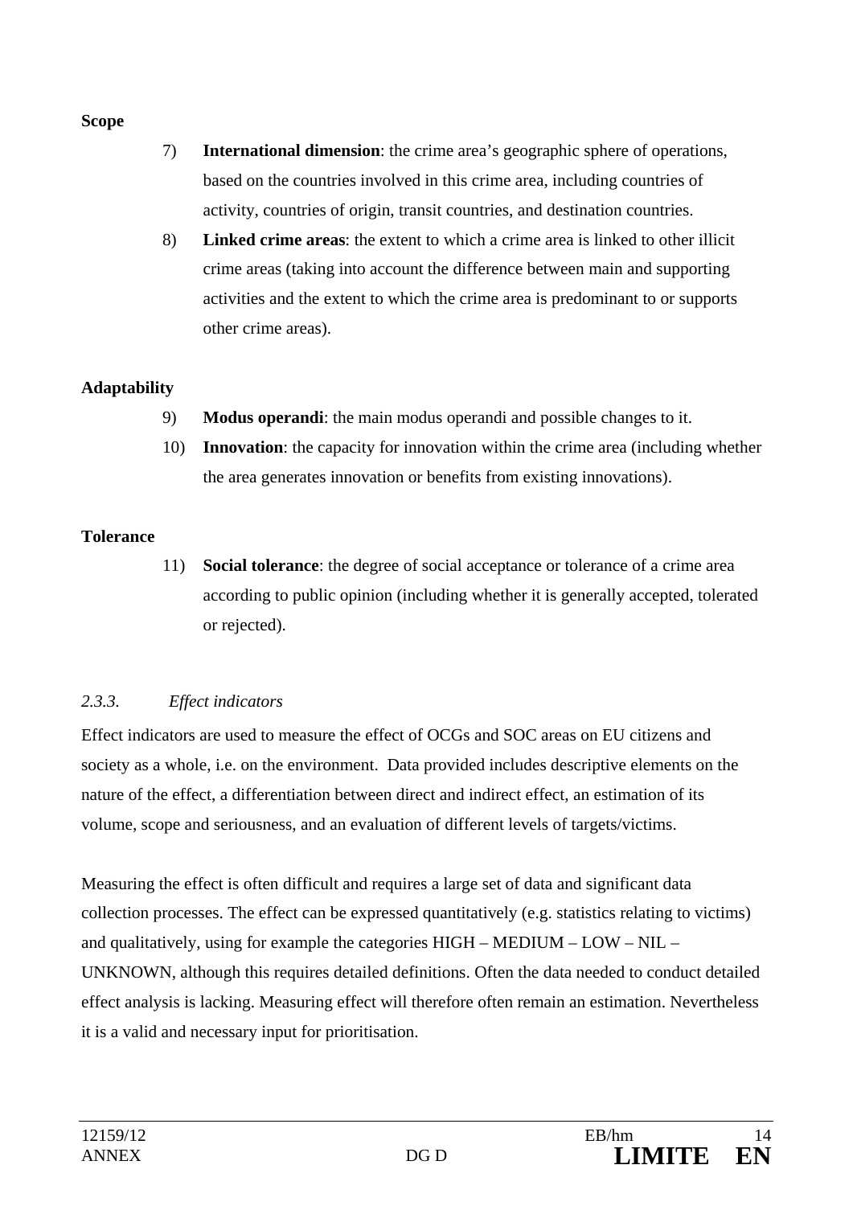**Scope**

7) **International dimension**: the crime area's geographic sphere of operations, based on the countries involved in this crime area, including countries of activity, countries of origin, transit countries, and destination countries.

8) **Linked crime areas**: the extent to which a crime area is linked to other illicit crime areas (taking into account the difference between main and supporting activities and the extent to which the crime area is predominant to or supports other crime areas).

**Adaptability**

9) **Modus operandi**: the main modus operandi and possible changes to it.

10) **Innovation**: the capacity for innovation within the crime area (including whether the area generates innovation or benefits from existing innovations).

**Tolerance**

11) **Social tolerance**: the degree of social acceptance or tolerance of a crime area according to public opinion (including whether it is generally accepted, tolerated or rejected).

### *2.3.3. Effect indicators*

Effect indicators are used to measure the effect of OCGs and SOC areas on EU citizens and society as a whole, i.e. on the environment. Data provided includes descriptive elements on the nature of the effect, a differentiation between direct and indirect effect, an estimation of its volume, scope and seriousness, and an evaluation of different levels of targets/victims.

Measuring the effect is often difficult and requires a large set of data and significant data collection processes. The effect can be expressed quantitatively (e.g. statistics relating to victims) and qualitatively, using for example the categories HIGH – MEDIUM – LOW – NIL – UNKNOWN, although this requires detailed definitions. Often the data needed to conduct detailed effect analysis is lacking. Measuring effect will therefore often remain an estimation. Nevertheless it is a valid and necessary input for prioritisation.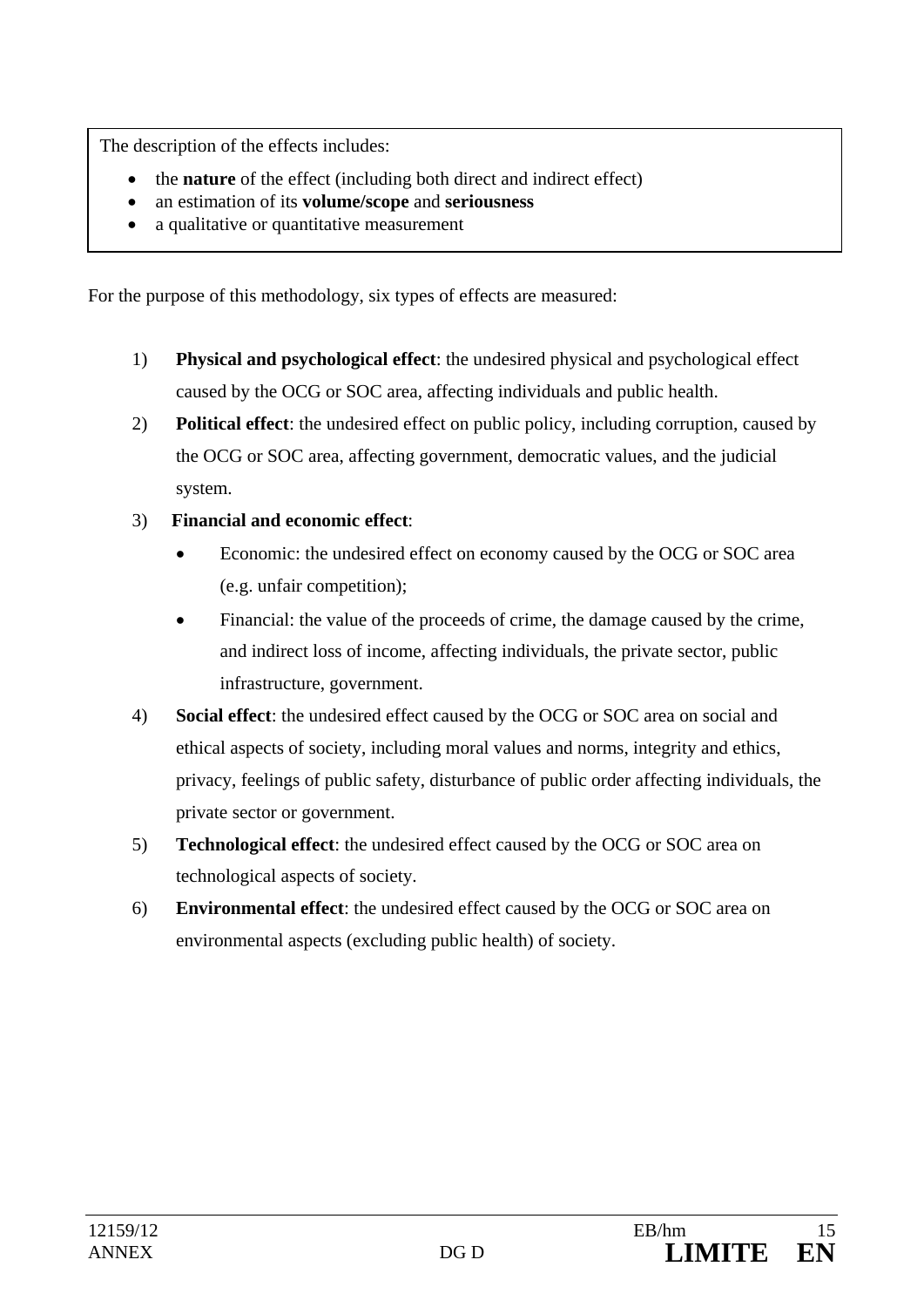The description of the effects includes:

- the **nature** of the effect (including both direct and indirect effect)
- an estimation of its **volume/scope** and **seriousness**
- a qualitative or quantitative measurement

For the purpose of this methodology, six types of effects are measured:

1) **Physical and psychological effect**: the undesired physical and psychological effect caused by the OCG or SOC area, affecting individuals and public health.
2) **Political effect**: the undesired effect on public policy, including corruption, caused by the OCG or SOC area, affecting government, democratic values, and the judicial system.
3) **Financial and economic effect**:
   - Economic: the undesired effect on economy caused by the OCG or SOC area (e.g. unfair competition);
   - Financial: the value of the proceeds of crime, the damage caused by the crime, and indirect loss of income, affecting individuals, the private sector, public infrastructure, government.
4) **Social effect**: the undesired effect caused by the OCG or SOC area on social and ethical aspects of society, including moral values and norms, integrity and ethics, privacy, feelings of public safety, disturbance of public order affecting individuals, the private sector or government.
5) **Technological effect**: the undesired effect caused by the OCG or SOC area on technological aspects of society.
6) **Environmental effect**: the undesired effect caused by the OCG or SOC area on environmental aspects (excluding public health) of society.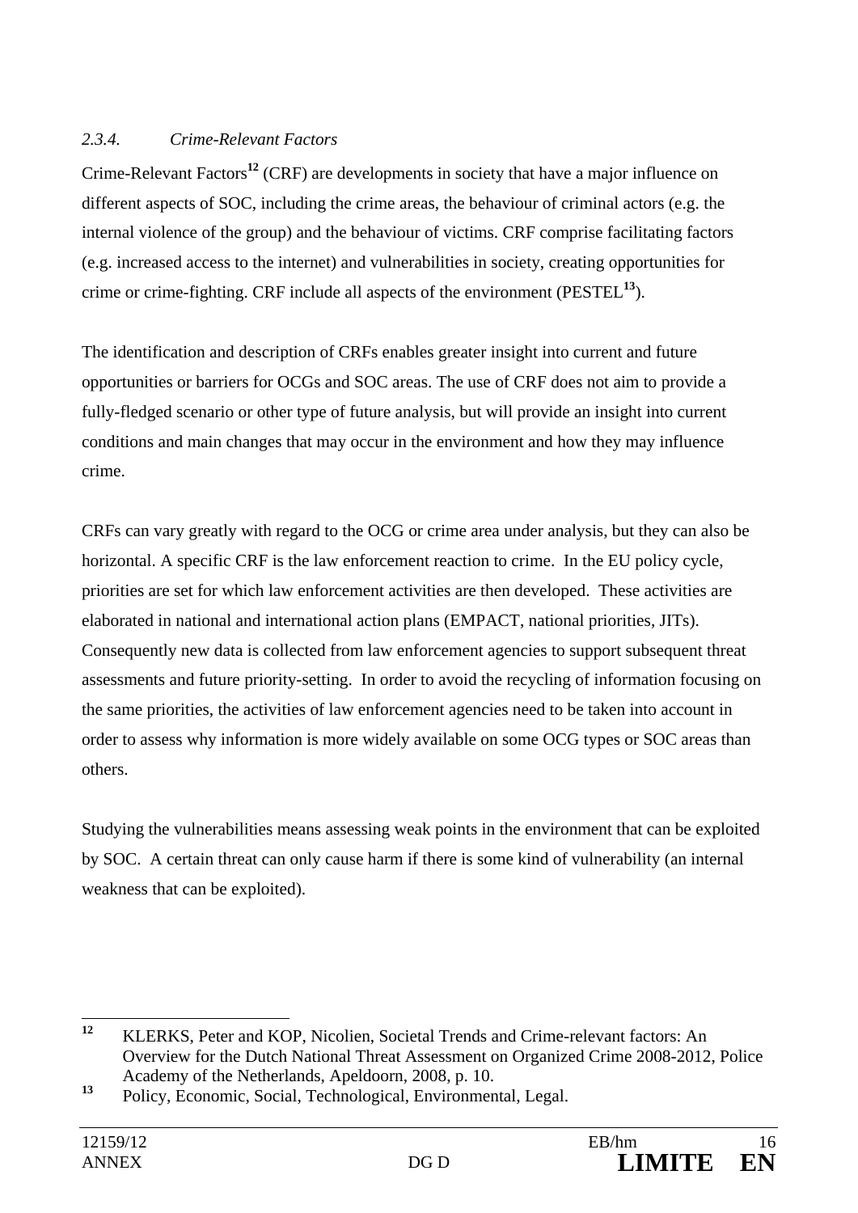### *2.3.4. Crime-Relevant Factors*

Crime-Relevant Factors[12] (CRF) are developments in society that have a major influence on different aspects of SOC, including the crime areas, the behaviour of criminal actors (e.g. the internal violence of the group) and the behaviour of victims. CRF comprise facilitating factors (e.g. increased access to the internet) and vulnerabilities in society, creating opportunities for crime or crime-fighting. CRF include all aspects of the environment (PESTEL[13]).

The identification and description of CRFs enables greater insight into current and future opportunities or barriers for OCGs and SOC areas. The use of CRF does not aim to provide a fully-fledged scenario or other type of future analysis, but will provide an insight into current conditions and main changes that may occur in the environment and how they may influence crime.

CRFs can vary greatly with regard to the OCG or crime area under analysis, but they can also be horizontal. A specific CRF is the law enforcement reaction to crime. In the EU policy cycle, priorities are set for which law enforcement activities are then developed. These activities are elaborated in national and international action plans (EMPACT, national priorities, JITs). Consequently new data is collected from law enforcement agencies to support subsequent threat assessments and future priority-setting. In order to avoid the recycling of information focusing on the same priorities, the activities of law enforcement agencies need to be taken into account in order to assess why information is more widely available on some OCG types or SOC areas than others.

Studying the vulnerabilities means assessing weak points in the environment that can be exploited by SOC. A certain threat can only cause harm if there is some kind of vulnerability (an internal weakness that can be exploited).

---

[12] KLERKS, Peter and KOP, Nicolien, Societal Trends and Crime-relevant factors: An Overview for the Dutch National Threat Assessment on Organized Crime 2008-2012, Police Academy of the Netherlands, Apeldoorn, 2008, p. 10.

[13] Policy, Economic, Social, Technological, Environmental, Legal.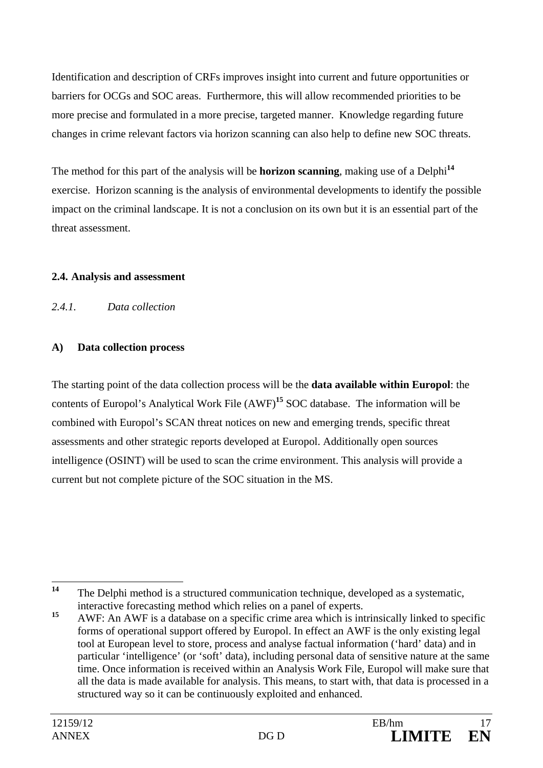Identification and description of CRFs improves insight into current and future opportunities or barriers for OCGs and SOC areas. Furthermore, this will allow recommended priorities to be more precise and formulated in a more precise, targeted manner. Knowledge regarding future changes in crime relevant factors via horizon scanning can also help to define new SOC threats.

The method for this part of the analysis will be **horizon scanning**, making use of a Delphi[14] exercise. Horizon scanning is the analysis of environmental developments to identify the possible impact on the criminal landscape. It is not a conclusion on its own but it is an essential part of the threat assessment.

### 2.4. Analysis and assessment

#### *2.4.1. Data collection*

**A) Data collection process**

The starting point of the data collection process will be the **data available within Europol**: the contents of Europol's Analytical Work File (AWF)[15] SOC database. The information will be combined with Europol's SCAN threat notices on new and emerging trends, specific threat assessments and other strategic reports developed at Europol. Additionally open sources intelligence (OSINT) will be used to scan the crime environment. This analysis will provide a current but not complete picture of the SOC situation in the MS.

---

[14] The Delphi method is a structured communication technique, developed as a systematic, interactive forecasting method which relies on a panel of experts.

[15] AWF: An AWF is a database on a specific crime area which is intrinsically linked to specific forms of operational support offered by Europol. In effect an AWF is the only existing legal tool at European level to store, process and analyse factual information ('hard' data) and in particular 'intelligence' (or 'soft' data), including personal data of sensitive nature at the same time. Once information is received within an Analysis Work File, Europol will make sure that all the data is made available for analysis. This means, to start with, that data is processed in a structured way so it can be continuously exploited and enhanced.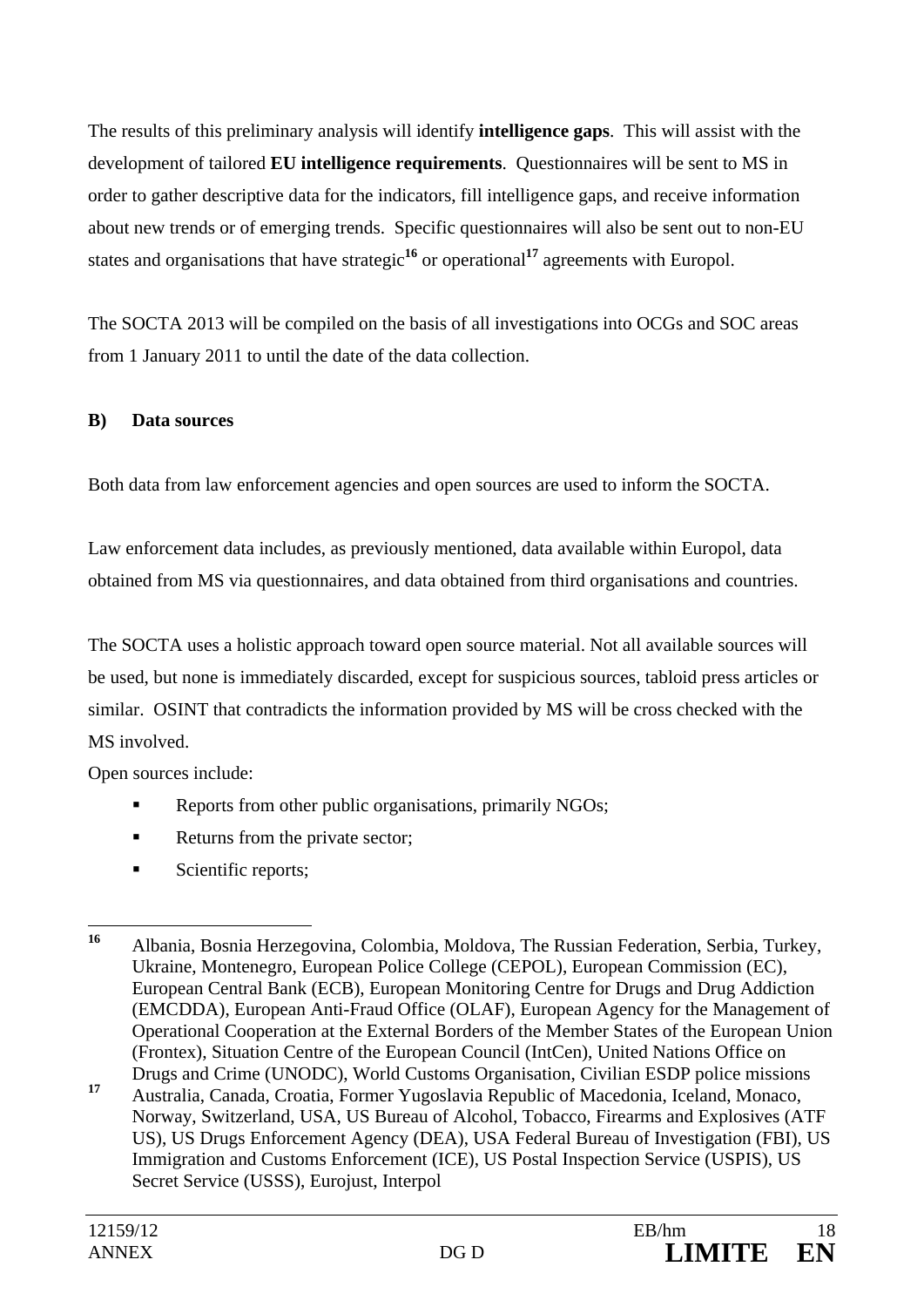The results of this preliminary analysis will identify **intelligence gaps**. This will assist with the development of tailored **EU intelligence requirements**. Questionnaires will be sent to MS in order to gather descriptive data for the indicators, fill intelligence gaps, and receive information about new trends or of emerging trends. Specific questionnaires will also be sent out to non-EU states and organisations that have strategic[16] or operational[17] agreements with Europol.

The SOCTA 2013 will be compiled on the basis of all investigations into OCGs and SOC areas from 1 January 2011 to until the date of the data collection.

**B) Data sources**

Both data from law enforcement agencies and open sources are used to inform the SOCTA.

Law enforcement data includes, as previously mentioned, data available within Europol, data obtained from MS via questionnaires, and data obtained from third organisations and countries.

The SOCTA uses a holistic approach toward open source material. Not all available sources will be used, but none is immediately discarded, except for suspicious sources, tabloid press articles or similar. OSINT that contradicts the information provided by MS will be cross checked with the MS involved.

Open sources include:

- Reports from other public organisations, primarily NGOs;
- Returns from the private sector;
- Scientific reports;

---

[16] Albania, Bosnia Herzegovina, Colombia, Moldova, The Russian Federation, Serbia, Turkey, Ukraine, Montenegro, European Police College (CEPOL), European Commission (EC), European Central Bank (ECB), European Monitoring Centre for Drugs and Drug Addiction (EMCDDA), European Anti-Fraud Office (OLAF), European Agency for the Management of Operational Cooperation at the External Borders of the Member States of the European Union (Frontex), Situation Centre of the European Council (IntCen), United Nations Office on Drugs and Crime (UNODC), World Customs Organisation, Civilian ESDP police missions

[17] Australia, Canada, Croatia, Former Yugoslavia Republic of Macedonia, Iceland, Monaco, Norway, Switzerland, USA, US Bureau of Alcohol, Tobacco, Firearms and Explosives (ATF US), US Drugs Enforcement Agency (DEA), USA Federal Bureau of Investigation (FBI), US Immigration and Customs Enforcement (ICE), US Postal Inspection Service (USPIS), US Secret Service (USSS), Eurojust, Interpol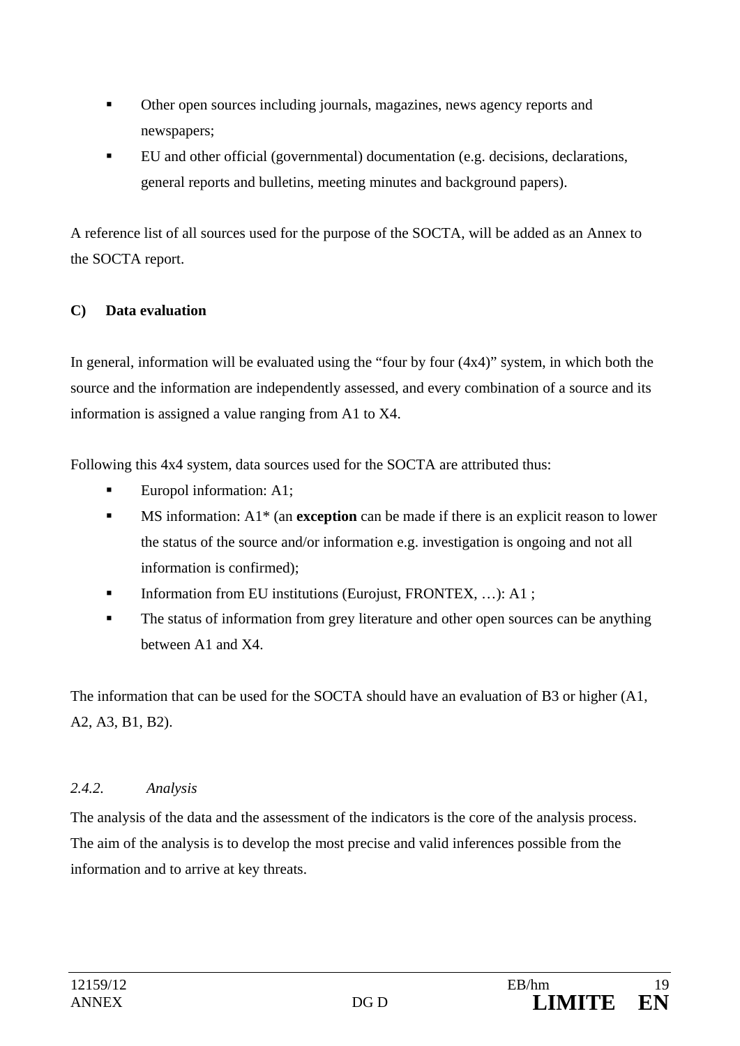- Other open sources including journals, magazines, news agency reports and newspapers;
- EU and other official (governmental) documentation (e.g. decisions, declarations, general reports and bulletins, meeting minutes and background papers).

A reference list of all sources used for the purpose of the SOCTA, will be added as an Annex to the SOCTA report.

**C) Data evaluation**

In general, information will be evaluated using the "four by four (4x4)" system, in which both the source and the information are independently assessed, and every combination of a source and its information is assigned a value ranging from A1 to X4.

Following this 4x4 system, data sources used for the SOCTA are attributed thus:

- Europol information: A1;
- MS information: A1* (an **exception** can be made if there is an explicit reason to lower the status of the source and/or information e.g. investigation is ongoing and not all information is confirmed);
- Information from EU institutions (Eurojust, FRONTEX, …): A1 ;
- The status of information from grey literature and other open sources can be anything between A1 and X4.

The information that can be used for the SOCTA should have an evaluation of B3 or higher (A1, A2, A3, B1, B2).

*2.4.2. Analysis*

The analysis of the data and the assessment of the indicators is the core of the analysis process. The aim of the analysis is to develop the most precise and valid inferences possible from the information and to arrive at key threats.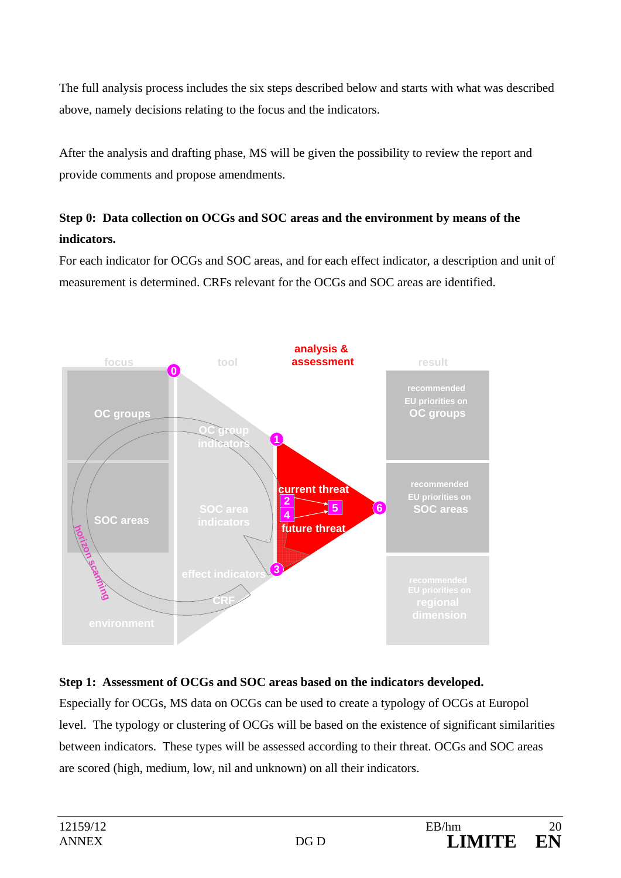The full analysis process includes the six steps described below and starts with what was described above, namely decisions relating to the focus and the indicators.

After the analysis and drafting phase, MS will be given the possibility to review the report and provide comments and propose amendments.

**Step 0: Data collection on OCGs and SOC areas and the environment by means of the indicators.**

For each indicator for OCGs and SOC areas, and for each effect indicator, a description and unit of measurement is determined. CRFs relevant for the OCGs and SOC areas are identified.

**Step 1: Assessment of OCGs and SOC areas based on the indicators developed.**

Especially for OCGs, MS data on OCGs can be used to create a typology of OCGs at Europol level. The typology or clustering of OCGs will be based on the existence of significant similarities between indicators. These types will be assessed according to their threat. OCGs and SOC areas are scored (high, medium, low, nil and unknown) on all their indicators.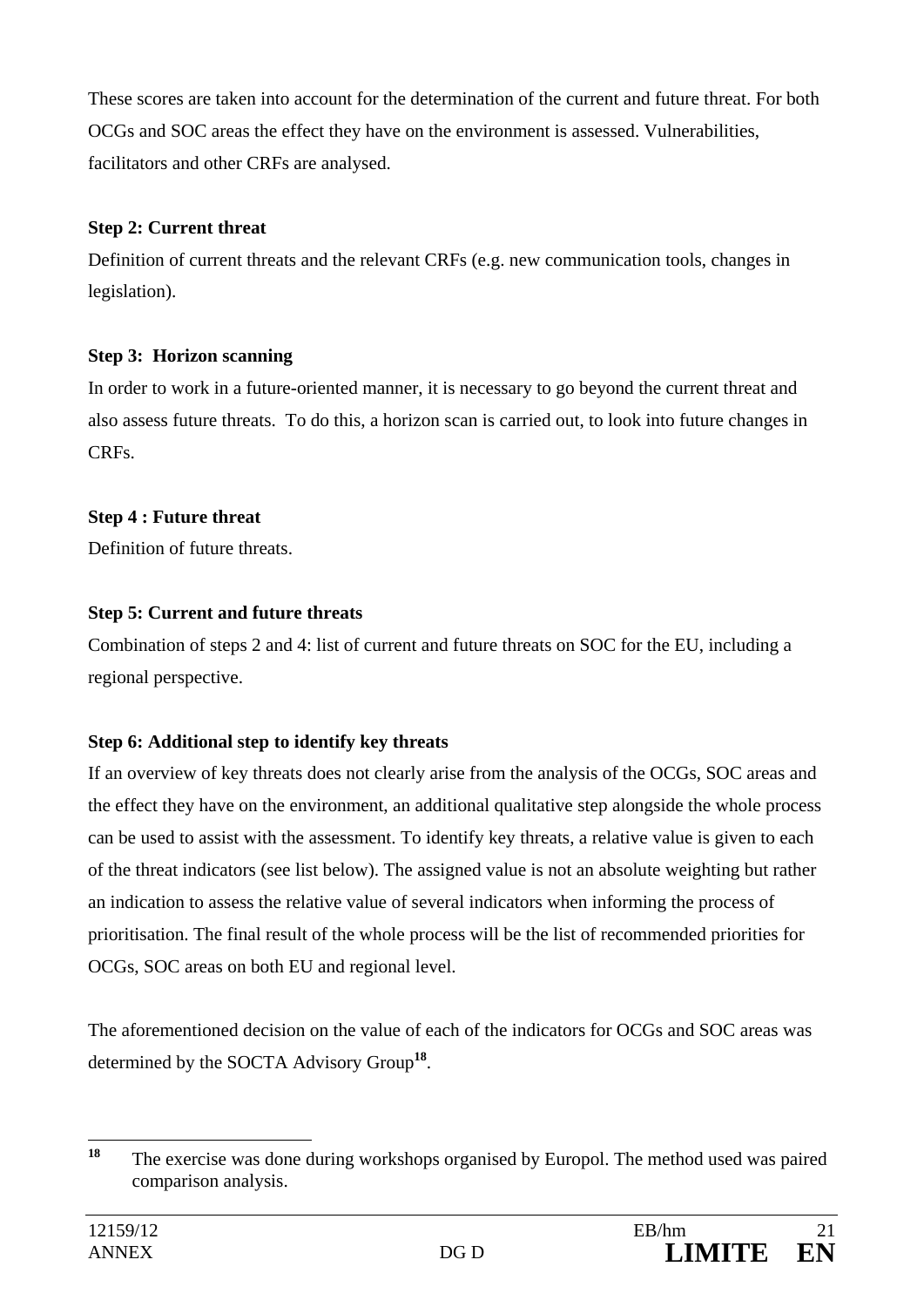These scores are taken into account for the determination of the current and future threat. For both OCGs and SOC areas the effect they have on the environment is assessed. Vulnerabilities, facilitators and other CRFs are analysed.

**Step 2: Current threat**

Definition of current threats and the relevant CRFs (e.g. new communication tools, changes in legislation).

**Step 3: Horizon scanning**

In order to work in a future-oriented manner, it is necessary to go beyond the current threat and also assess future threats. To do this, a horizon scan is carried out, to look into future changes in CRFs.

**Step 4 : Future threat**

Definition of future threats.

**Step 5: Current and future threats**

Combination of steps 2 and 4: list of current and future threats on SOC for the EU, including a regional perspective.

**Step 6: Additional step to identify key threats**

If an overview of key threats does not clearly arise from the analysis of the OCGs, SOC areas and the effect they have on the environment, an additional qualitative step alongside the whole process can be used to assist with the assessment. To identify key threats, a relative value is given to each of the threat indicators (see list below). The assigned value is not an absolute weighting but rather an indication to assess the relative value of several indicators when informing the process of prioritisation. The final result of the whole process will be the list of recommended priorities for OCGs, SOC areas on both EU and regional level.

The aforementioned decision on the value of each of the indicators for OCGs and SOC areas was determined by the SOCTA Advisory Group[18].

---

[18] The exercise was done during workshops organised by Europol. The method used was paired comparison analysis.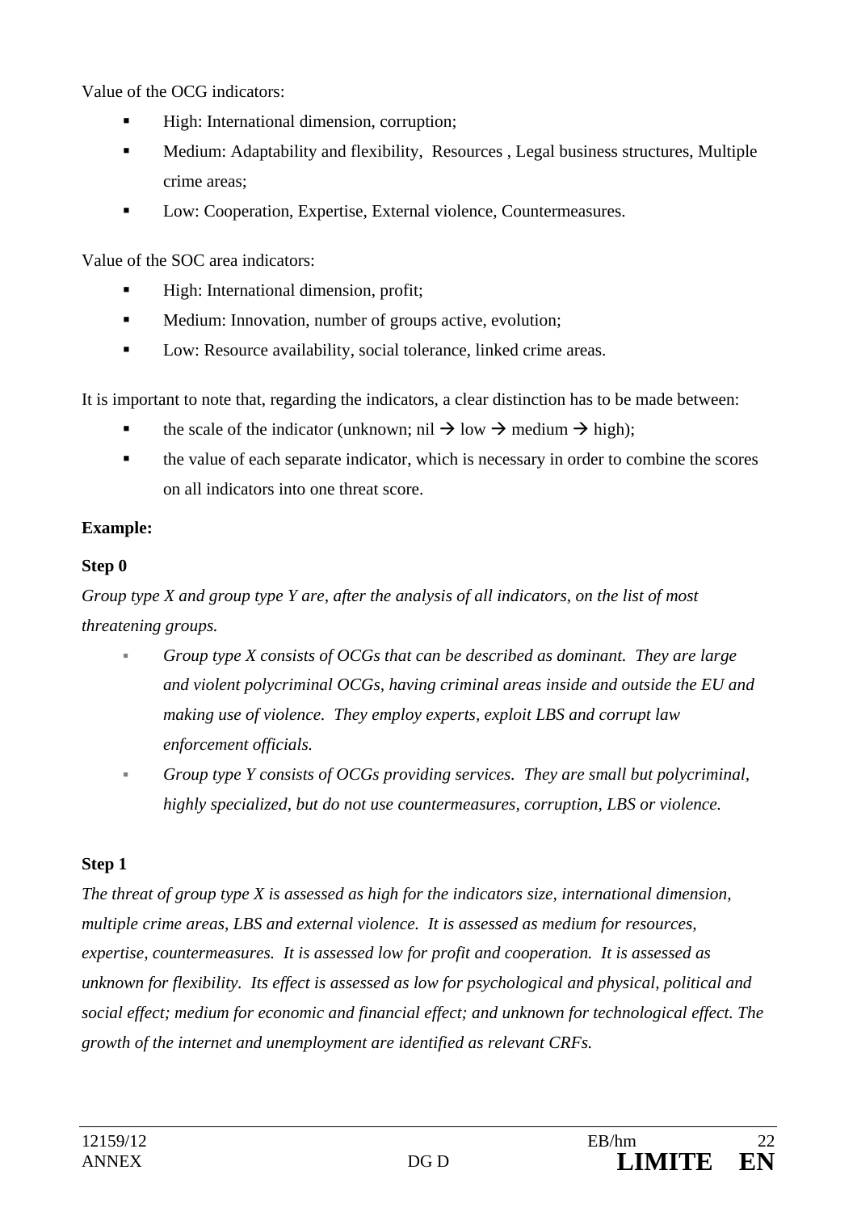Value of the OCG indicators:

- High: International dimension, corruption;
- Medium: Adaptability and flexibility, Resources , Legal business structures, Multiple crime areas;
- Low: Cooperation, Expertise, External violence, Countermeasures.

Value of the SOC area indicators:

- High: International dimension, profit;
- Medium: Innovation, number of groups active, evolution;
- Low: Resource availability, social tolerance, linked crime areas.

It is important to note that, regarding the indicators, a clear distinction has to be made between:

- the scale of the indicator (unknown; nil → low → medium → high);
- the value of each separate indicator, which is necessary in order to combine the scores on all indicators into one threat score.

**Example:**

**Step 0**

*Group type X and group type Y are, after the analysis of all indicators, on the list of most threatening groups.*

- *Group type X consists of OCGs that can be described as dominant. They are large and violent polycriminal OCGs, having criminal areas inside and outside the EU and making use of violence. They employ experts, exploit LBS and corrupt law enforcement officials.*
- *Group type Y consists of OCGs providing services. They are small but polycriminal, highly specialized, but do not use countermeasures, corruption, LBS or violence.*

**Step 1**

*The threat of group type X is assessed as high for the indicators size, international dimension, multiple crime areas, LBS and external violence. It is assessed as medium for resources, expertise, countermeasures. It is assessed low for profit and cooperation. It is assessed as unknown for flexibility. Its effect is assessed as low for psychological and physical, political and social effect; medium for economic and financial effect; and unknown for technological effect. The growth of the internet and unemployment are identified as relevant CRFs.*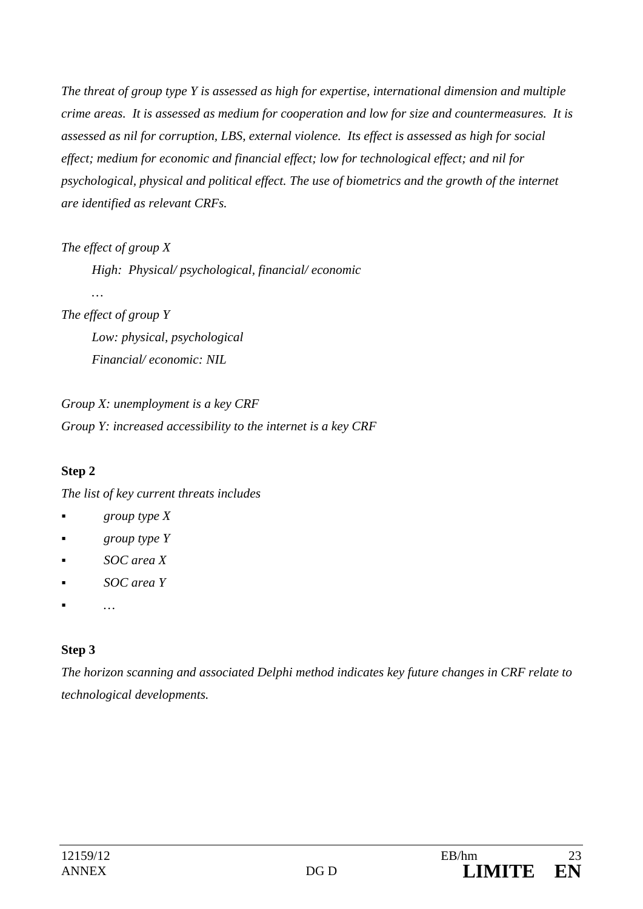*The threat of group type Y is assessed as high for expertise, international dimension and multiple crime areas. It is assessed as medium for cooperation and low for size and countermeasures. It is assessed as nil for corruption, LBS, external violence. Its effect is assessed as high for social effect; medium for economic and financial effect; low for technological effect; and nil for psychological, physical and political effect. The use of biometrics and the growth of the internet are identified as relevant CRFs.*

*The effect of group X*

> *High: Physical/ psychological, financial/ economic*
>
> *…*

*The effect of group Y*

> *Low: physical, psychological*
>
> *Financial/ economic: NIL*

*Group X: unemployment is a key CRF*
*Group Y: increased accessibility to the internet is a key CRF*

**Step 2**

*The list of key current threats includes*

- *group type X*
- *group type Y*
- *SOC area X*
- *SOC area Y*
- *…*

**Step 3**

*The horizon scanning and associated Delphi method indicates key future changes in CRF relate to technological developments.*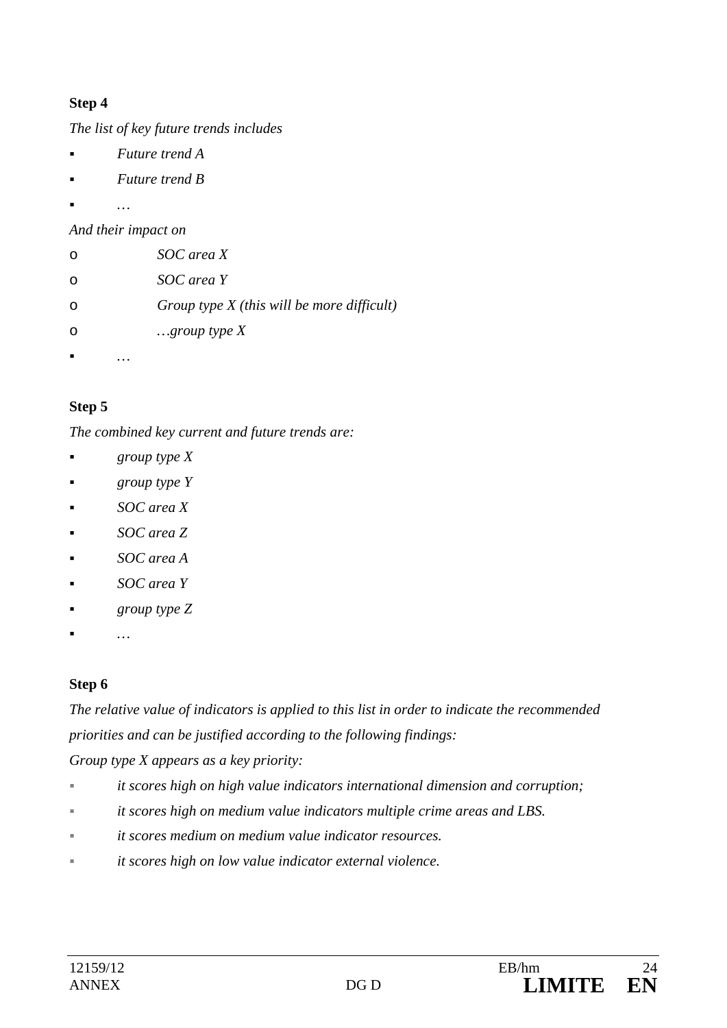**Step 4**

*The list of key future trends includes*

- *Future trend A*
- *Future trend B*
- *…*

*And their impact on*

- *SOC area X*
- *SOC area Y*
- *Group type X (this will be more difficult)*
- *…group type X*

- *…*

**Step 5**

*The combined key current and future trends are:*

- *group type X*
- *group type Y*
- *SOC area X*
- *SOC area Z*
- *SOC area A*
- *SOC area Y*
- *group type Z*
- *…*

**Step 6**

*The relative value of indicators is applied to this list in order to indicate the recommended priorities and can be justified according to the following findings:*

*Group type X appears as a key priority:*

- *it scores high on high value indicators international dimension and corruption;*
- *it scores high on medium value indicators multiple crime areas and LBS.*
- *it scores medium on medium value indicator resources.*
- *it scores high on low value indicator external violence.*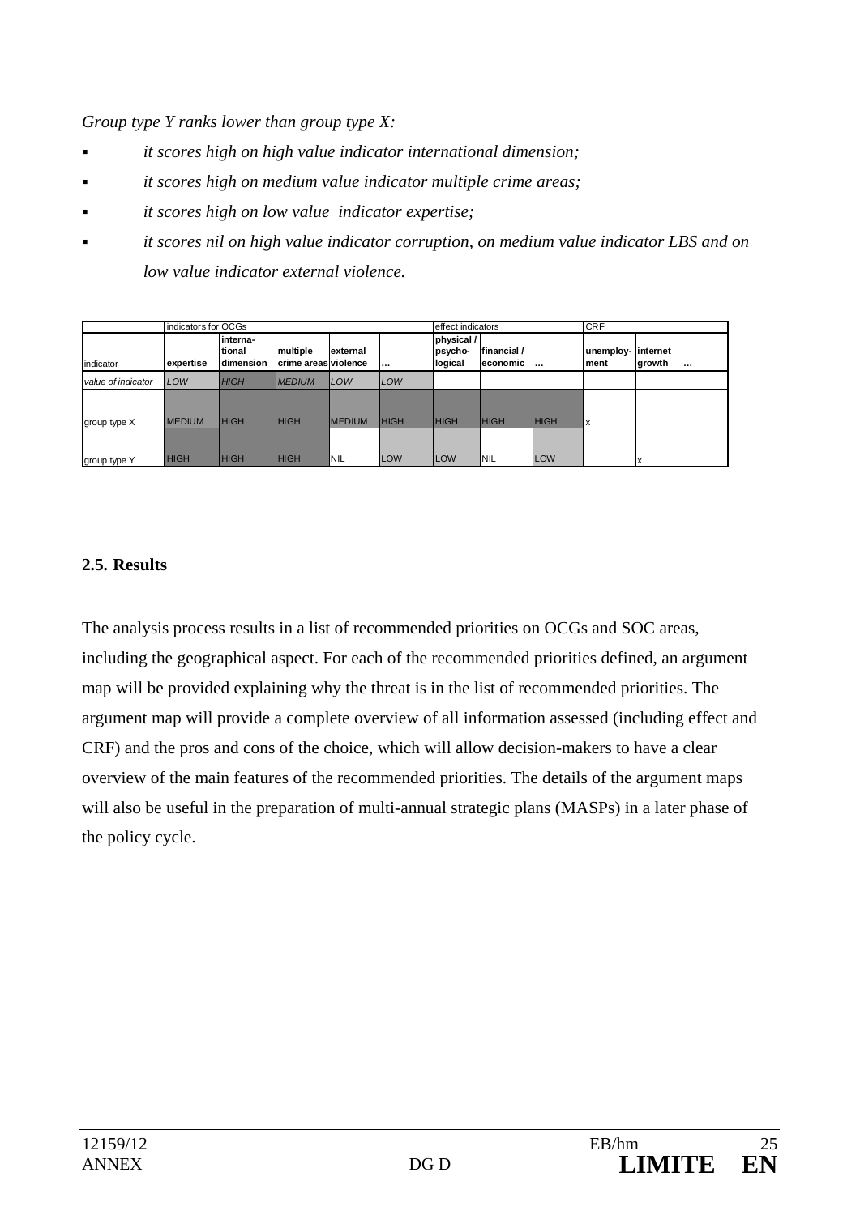*Group type Y ranks lower than group type X:*

- *it scores high on high value indicator international dimension;*
- *it scores high on medium value indicator multiple crime areas;*
- *it scores high on low value indicator expertise;*
- *it scores nil on high value indicator corruption, on medium value indicator LBS and on low value indicator external violence.*

| | indicators for OCGs | | | | | effect indicators | | | CRF | | |
|---|---|---|---|---|---|---|---|---|---|---|---|
| indicator | **expertise** | **interna-tional dimension** | **multiple crime areas** | **external violence** | **...** | **physical / psycho-logical** | **financial / economic** | **...** | **unemploy-ment** | **internet growth** | **...** |
| *value of indicator* | *LOW* | *HIGH* | *MEDIUM* | *LOW* | *LOW* | | | | | | |
| group type X | MEDIUM | HIGH | HIGH | MEDIUM | HIGH | HIGH | HIGH | HIGH | x | | |
| group type Y | HIGH | HIGH | HIGH | NIL | LOW | LOW | NIL | LOW | | x | |

## 2.5. Results

The analysis process results in a list of recommended priorities on OCGs and SOC areas, including the geographical aspect. For each of the recommended priorities defined, an argument map will be provided explaining why the threat is in the list of recommended priorities. The argument map will provide a complete overview of all information assessed (including effect and CRF) and the pros and cons of the choice, which will allow decision-makers to have a clear overview of the main features of the recommended priorities. The details of the argument maps will also be useful in the preparation of multi-annual strategic plans (MASPs) in a later phase of the policy cycle.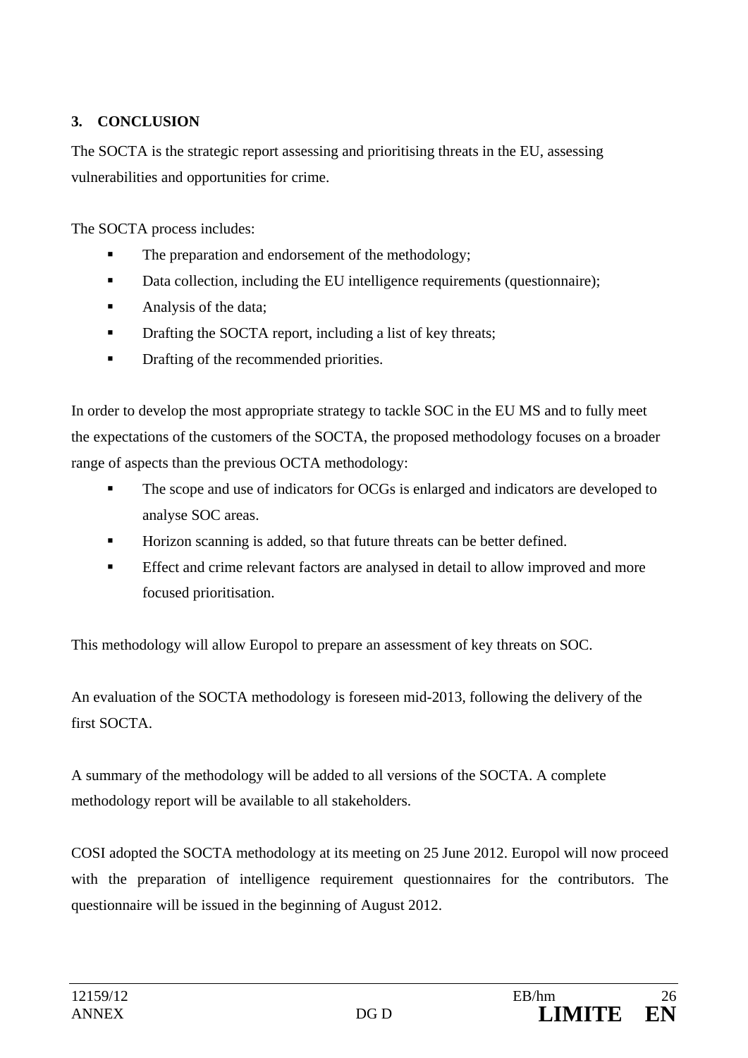## 3. CONCLUSION

The SOCTA is the strategic report assessing and prioritising threats in the EU, assessing vulnerabilities and opportunities for crime.

The SOCTA process includes:

- The preparation and endorsement of the methodology;
- Data collection, including the EU intelligence requirements (questionnaire);
- Analysis of the data;
- Drafting the SOCTA report, including a list of key threats;
- Drafting of the recommended priorities.

In order to develop the most appropriate strategy to tackle SOC in the EU MS and to fully meet the expectations of the customers of the SOCTA, the proposed methodology focuses on a broader range of aspects than the previous OCTA methodology:

- The scope and use of indicators for OCGs is enlarged and indicators are developed to analyse SOC areas.
- Horizon scanning is added, so that future threats can be better defined.
- Effect and crime relevant factors are analysed in detail to allow improved and more focused prioritisation.

This methodology will allow Europol to prepare an assessment of key threats on SOC.

An evaluation of the SOCTA methodology is foreseen mid-2013, following the delivery of the first SOCTA.

A summary of the methodology will be added to all versions of the SOCTA. A complete methodology report will be available to all stakeholders.

COSI adopted the SOCTA methodology at its meeting on 25 June 2012. Europol will now proceed with the preparation of intelligence requirement questionnaires for the contributors. The questionnaire will be issued in the beginning of August 2012.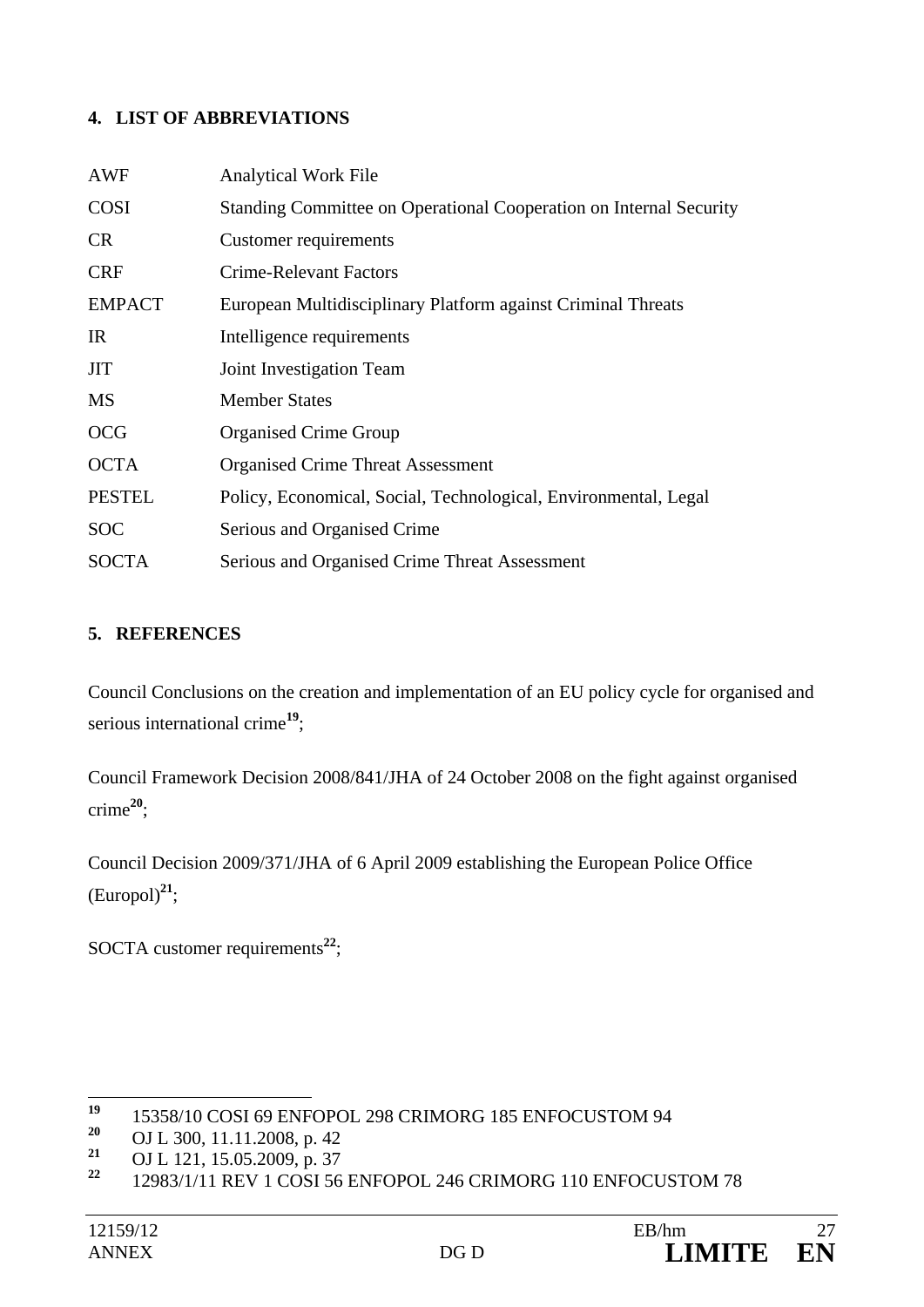## 4. LIST OF ABBREVIATIONS

| | |
|---|---|
| AWF | Analytical Work File |
| COSI | Standing Committee on Operational Cooperation on Internal Security |
| CR | Customer requirements |
| CRF | Crime-Relevant Factors |
| EMPACT | European Multidisciplinary Platform against Criminal Threats |
| IR | Intelligence requirements |
| JIT | Joint Investigation Team |
| MS | Member States |
| OCG | Organised Crime Group |
| OCTA | Organised Crime Threat Assessment |
| PESTEL | Policy, Economical, Social, Technological, Environmental, Legal |
| SOC | Serious and Organised Crime |
| SOCTA | Serious and Organised Crime Threat Assessment |

## 5. REFERENCES

Council Conclusions on the creation and implementation of an EU policy cycle for organised and serious international crime[19];

Council Framework Decision 2008/841/JHA of 24 October 2008 on the fight against organised crime[20];

Council Decision 2009/371/JHA of 6 April 2009 establishing the European Police Office (Europol)[21];

SOCTA customer requirements[22];

---

[19] 15358/10 COSI 69 ENFOPOL 298 CRIMORG 185 ENFOCUSTOM 94

[20] OJ L 300, 11.11.2008, p. 42

[21] OJ L 121, 15.05.2009, p. 37

[22] 12983/1/11 REV 1 COSI 56 ENFOPOL 246 CRIMORG 110 ENFOCUSTOM 78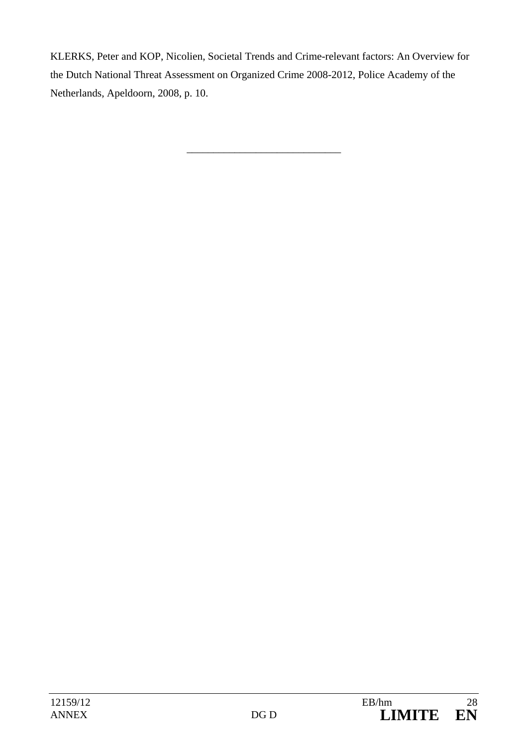KLERKS, Peter and KOP, Nicolien, Societal Trends and Crime-relevant factors: An Overview for the Dutch National Threat Assessment on Organized Crime 2008-2012, Police Academy of the Netherlands, Apeldoorn, 2008, p. 10.

______________________________